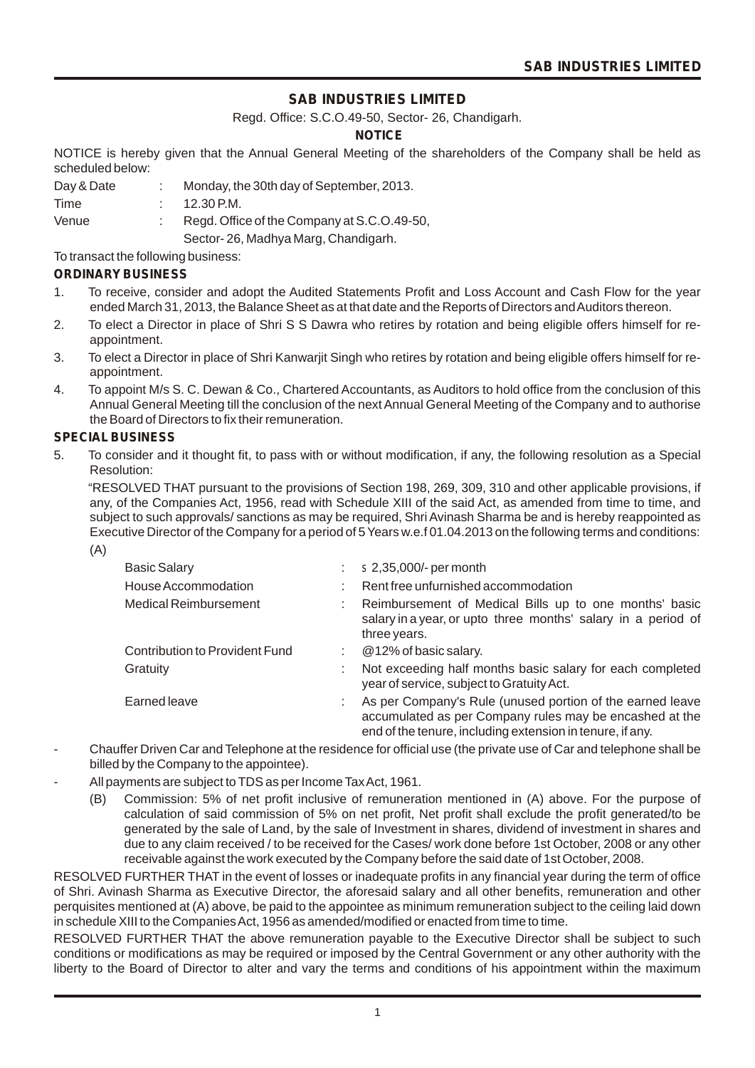## SAB INDUSTRIES LIMITED

Regd. Office: S.C.O.49-50, Sector- 26, Chandigarh.

### NOTICE

NOTICE is hereby given that the Annual General Meeting of the shareholders of the Company shall be held as scheduled below:

| | | |
|---|---|---|
| Day & Date | : | Monday, the 30th day of September, 2013. |
| Time | : | 12.30 P.M. |
| Venue | : | Regd. Office of the Company at S.C.O.49-50, Sector- 26, Madhya Marg, Chandigarh. |

To transact the following business:

**ORDINARY BUSINESS**

1. To receive, consider and adopt the Audited Statements Profit and Loss Account and Cash Flow for the year ended March 31, 2013, the Balance Sheet as at that date and the Reports of Directors and Auditors thereon.
2. To elect a Director in place of Shri S S Dawra who retires by rotation and being eligible offers himself for re-appointment.
3. To elect a Director in place of Shri Kanwarjit Singh who retires by rotation and being eligible offers himself for re-appointment.
4. To appoint M/s S. C. Dewan & Co., Chartered Accountants, as Auditors to hold office from the conclusion of this Annual General Meeting till the conclusion of the next Annual General Meeting of the Company and to authorise the Board of Directors to fix their remuneration.

**SPECIAL BUSINESS**

5. To consider and it thought fit, to pass with or without modification, if any, the following resolution as a Special Resolution:

"RESOLVED THAT pursuant to the provisions of Section 198, 269, 309, 310 and other applicable provisions, if any, of the Companies Act, 1956, read with Schedule XIII of the said Act, as amended from time to time, and subject to such approvals/ sanctions as may be required, Shri Avinash Sharma be and is hereby reappointed as Executive Director of the Company for a period of 5 Years w.e.f 01.04.2013 on the following terms and conditions:

(A)

| | | |
|---|---|---|
| Basic Salary | : | ₹ 2,35,000/- per month |
| House Accommodation | : | Rent free unfurnished accommodation |
| Medical Reimbursement | : | Reimbursement of Medical Bills up to one months' basic salary in a year, or upto three months' salary in a period of three years. |
| Contribution to Provident Fund | : | @12% of basic salary. |
| Gratuity | : | Not exceeding half months basic salary for each completed year of service, subject to Gratuity Act. |
| Earned leave | : | As per Company's Rule (unused portion of the earned leave accumulated as per Company rules may be encashed at the end of the tenure, including extension in tenure, if any. |

- Chauffer Driven Car and Telephone at the residence for official use (the private use of Car and telephone shall be billed by the Company to the appointee).
- All payments are subject to TDS as per Income Tax Act, 1961.

(B) Commission: 5% of net profit inclusive of remuneration mentioned in (A) above. For the purpose of calculation of said commission of 5% on net profit, Net profit shall exclude the profit generated/to be generated by the sale of Land, by the sale of Investment in shares, dividend of investment in shares and due to any claim received / to be received for the Cases/ work done before 1st October, 2008 or any other receivable against the work executed by the Company before the said date of 1st October, 2008.

RESOLVED FURTHER THAT in the event of losses or inadequate profits in any financial year during the term of office of Shri. Avinash Sharma as Executive Director, the aforesaid salary and all other benefits, remuneration and other perquisites mentioned at (A) above, be paid to the appointee as minimum remuneration subject to the ceiling laid down in schedule XIII to the Companies Act, 1956 as amended/modified or enacted from time to time.

RESOLVED FURTHER THAT the above remuneration payable to the Executive Director shall be subject to such conditions or modifications as may be required or imposed by the Central Government or any other authority with the liberty to the Board of Director to alter and vary the terms and conditions of his appointment within the maximum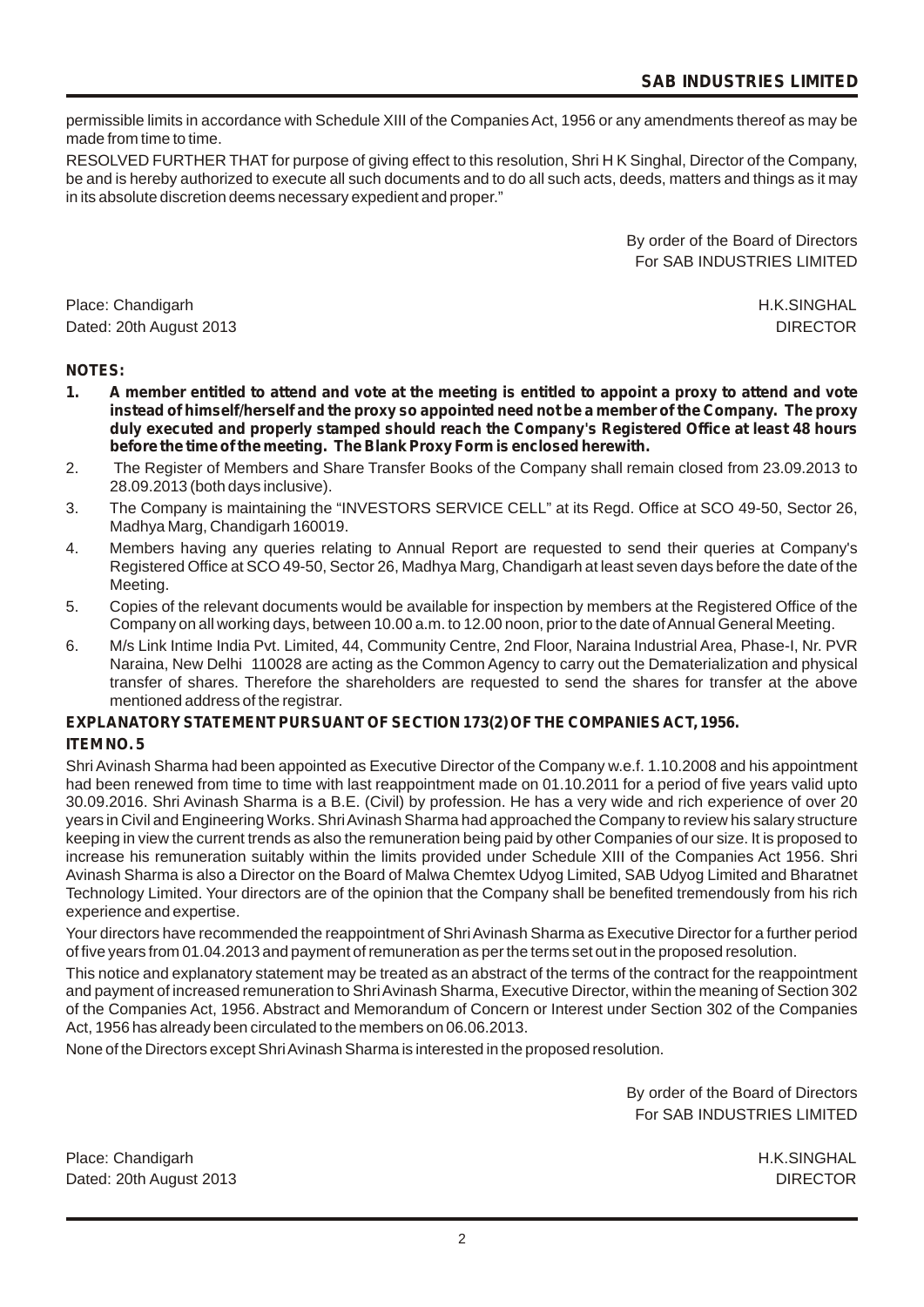permissible limits in accordance with Schedule XIII of the Companies Act, 1956 or any amendments thereof as may be made from time to time.

RESOLVED FURTHER THAT for purpose of giving effect to this resolution, Shri H K Singhal, Director of the Company, be and is hereby authorized to execute all such documents and to do all such acts, deeds, matters and things as it may in its absolute discretion deems necessary expedient and proper."

By order of the Board of Directors
For SAB INDUSTRIES LIMITED

Place: Chandigarh
Dated: 20th August 2013

H.K.SINGHAL
DIRECTOR

**NOTES:**

1. **A member entitled to attend and vote at the meeting is entitled to appoint a proxy to attend and vote instead of himself/herself and the proxy so appointed need not be a member of the Company. The proxy duly executed and properly stamped should reach the Company's Registered Office at least 48 hours before the time of the meeting. The Blank Proxy Form is enclosed herewith.**
2. The Register of Members and Share Transfer Books of the Company shall remain closed from 23.09.2013 to 28.09.2013 (both days inclusive).
3. The Company is maintaining the "INVESTORS SERVICE CELL" at its Regd. Office at SCO 49-50, Sector 26, Madhya Marg, Chandigarh 160019.
4. Members having any queries relating to Annual Report are requested to send their queries at Company's Registered Office at SCO 49-50, Sector 26, Madhya Marg, Chandigarh at least seven days before the date of the Meeting.
5. Copies of the relevant documents would be available for inspection by members at the Registered Office of the Company on all working days, between 10.00 a.m. to 12.00 noon, prior to the date of Annual General Meeting.
6. M/s Link Intime India Pvt. Limited, 44, Community Centre, 2nd Floor, Naraina Industrial Area, Phase-I, Nr. PVR Naraina, New Delhi 110028 are acting as the Common Agency to carry out the Dematerialization and physical transfer of shares. Therefore the shareholders are requested to send the shares for transfer at the above mentioned address of the registrar.

**EXPLANATORY STATEMENT PURSUANT OF SECTION 173(2) OF THE COMPANIES ACT, 1956.**

**ITEM NO. 5**

Shri Avinash Sharma had been appointed as Executive Director of the Company w.e.f. 1.10.2008 and his appointment had been renewed from time to time with last reappointment made on 01.10.2011 for a period of five years valid upto 30.09.2016. Shri Avinash Sharma is a B.E. (Civil) by profession. He has a very wide and rich experience of over 20 years in Civil and Engineering Works. Shri Avinash Sharma had approached the Company to review his salary structure keeping in view the current trends as also the remuneration being paid by other Companies of our size. It is proposed to increase his remuneration suitably within the limits provided under Schedule XIII of the Companies Act 1956. Shri Avinash Sharma is also a Director on the Board of Malwa Chemtex Udyog Limited, SAB Udyog Limited and Bharatnet Technology Limited. Your directors are of the opinion that the Company shall be benefited tremendously from his rich experience and expertise.

Your directors have recommended the reappointment of Shri Avinash Sharma as Executive Director for a further period of five years from 01.04.2013 and payment of remuneration as per the terms set out in the proposed resolution.

This notice and explanatory statement may be treated as an abstract of the terms of the contract for the reappointment and payment of increased remuneration to Shri Avinash Sharma, Executive Director, within the meaning of Section 302 of the Companies Act, 1956. Abstract and Memorandum of Concern or Interest under Section 302 of the Companies Act, 1956 has already been circulated to the members on 06.06.2013.

None of the Directors except Shri Avinash Sharma is interested in the proposed resolution.

By order of the Board of Directors
For SAB INDUSTRIES LIMITED

Place: Chandigarh
Dated: 20th August 2013

H.K.SINGHAL
DIRECTOR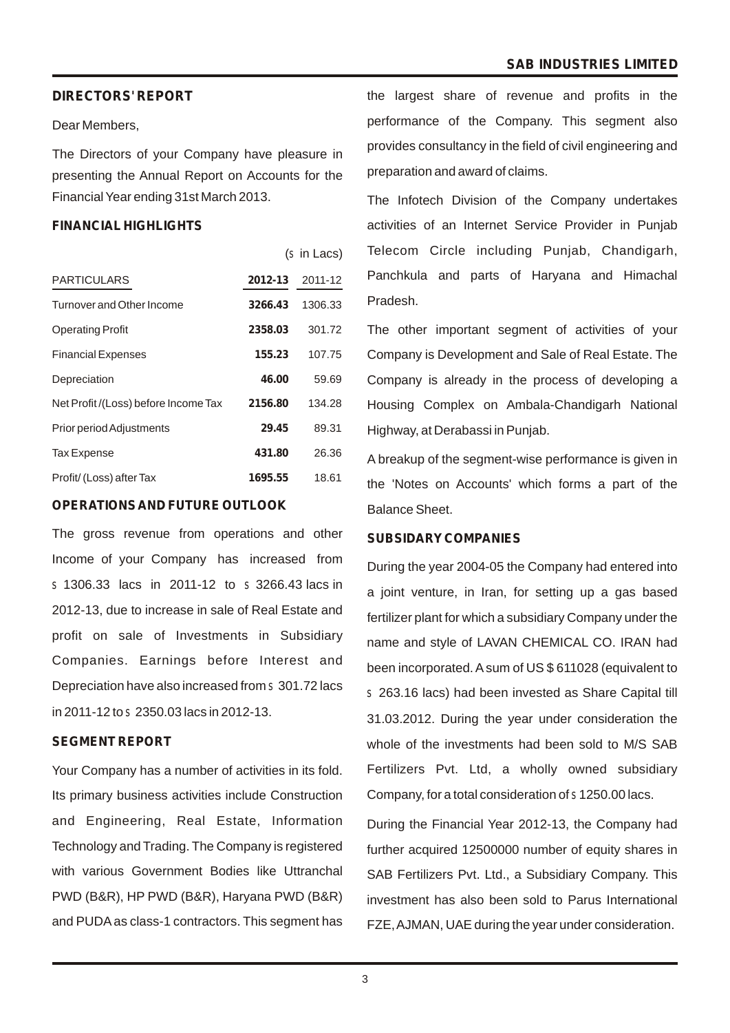## DIRECTORS' REPORT

Dear Members,

The Directors of your Company have pleasure in presenting the Annual Report on Accounts for the Financial Year ending 31st March 2013.

### FINANCIAL HIGHLIGHTS

(` in Lacs)

| PARTICULARS | 2012-13 | 2011-12 |
|---|---|---|
| Turnover and Other Income | **3266.43** | 1306.33 |
| Operating Profit | **2358.03** | 301.72 |
| Financial Expenses | **155.23** | 107.75 |
| Depreciation | **46.00** | 59.69 |
| Net Profit /(Loss) before Income Tax | **2156.80** | 134.28 |
| Prior period Adjustments | **29.45** | 89.31 |
| Tax Expense | **431.80** | 26.36 |
| Profit/ (Loss) after Tax | **1695.55** | 18.61 |

### OPERATIONS AND FUTURE OUTLOOK

The gross revenue from operations and other Income of your Company has increased from ` 1306.33 lacs in 2011-12 to ` 3266.43 lacs in 2012-13, due to increase in sale of Real Estate and profit on sale of Investments in Subsidiary Companies. Earnings before Interest and Depreciation have also increased from ` 301.72 lacs in 2011-12 to ` 2350.03 lacs in 2012-13.

### SEGMENT REPORT

Your Company has a number of activities in its fold. Its primary business activities include Construction and Engineering, Real Estate, Information Technology and Trading. The Company is registered with various Government Bodies like Uttranchal PWD (B&R), HP PWD (B&R), Haryana PWD (B&R) and PUDA as class-1 contractors. This segment has the largest share of revenue and profits in the performance of the Company. This segment also provides consultancy in the field of civil engineering and preparation and award of claims.

The Infotech Division of the Company undertakes activities of an Internet Service Provider in Punjab Telecom Circle including Punjab, Chandigarh, Panchkula and parts of Haryana and Himachal Pradesh.

The other important segment of activities of your Company is Development and Sale of Real Estate. The Company is already in the process of developing a Housing Complex on Ambala-Chandigarh National Highway, at Derabassi in Punjab.

A breakup of the segment-wise performance is given in the 'Notes on Accounts' which forms a part of the Balance Sheet.

### SUBSIDARY COMPANIES

During the year 2004-05 the Company had entered into a joint venture, in Iran, for setting up a gas based fertilizer plant for which a subsidiary Company under the name and style of LAVAN CHEMICAL CO. IRAN had been incorporated. A sum of US $ 611028 (equivalent to ` 263.16 lacs) had been invested as Share Capital till 31.03.2012. During the year under consideration the whole of the investments had been sold to M/S SAB Fertilizers Pvt. Ltd, a wholly owned subsidiary Company, for a total consideration of ` 1250.00 lacs.

During the Financial Year 2012-13, the Company had further acquired 12500000 number of equity shares in SAB Fertilizers Pvt. Ltd., a Subsidiary Company. This investment has also been sold to Parus International FZE, AJMAN, UAE during the year under consideration.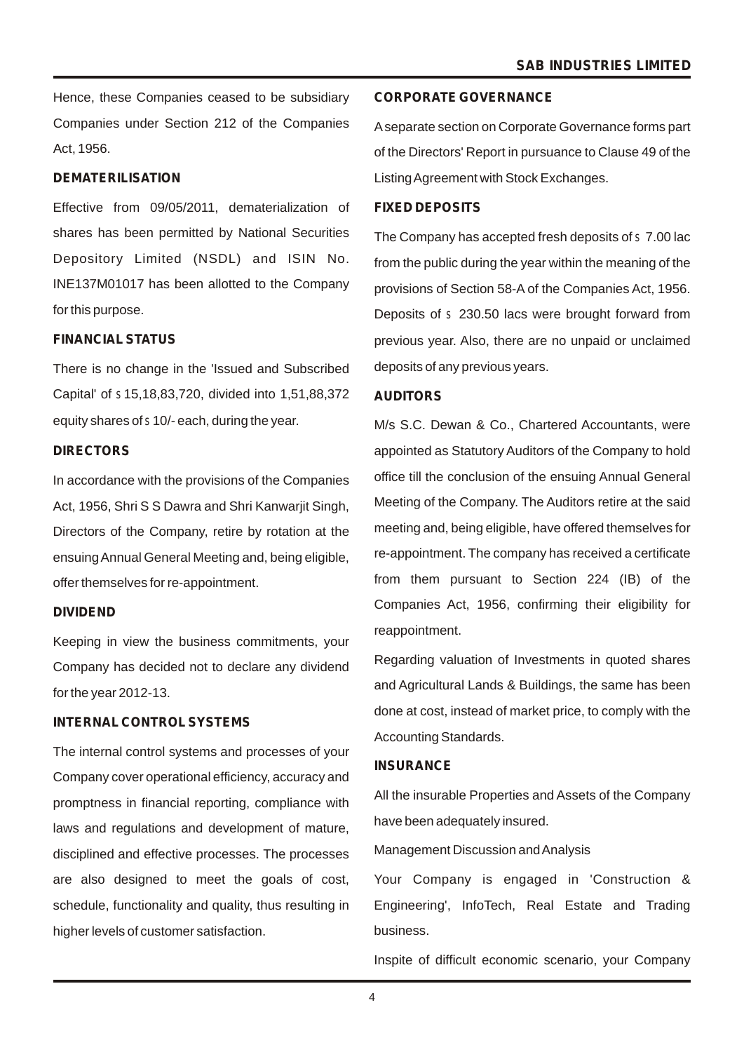Hence, these Companies ceased to be subsidiary Companies under Section 212 of the Companies Act, 1956.

**DEMATERILISATION**

Effective from 09/05/2011, dematerialization of shares has been permitted by National Securities Depository Limited (NSDL) and ISIN No. INE137M01017 has been allotted to the Company for this purpose.

**FINANCIAL STATUS**

There is no change in the 'Issued and Subscribed Capital' of ₹ 15,18,83,720, divided into 1,51,88,372 equity shares of ₹ 10/- each, during the year.

**DIRECTORS**

In accordance with the provisions of the Companies Act, 1956, Shri S S Dawra and Shri Kanwarjit Singh, Directors of the Company, retire by rotation at the ensuing Annual General Meeting and, being eligible, offer themselves for re-appointment.

**DIVIDEND**

Keeping in view the business commitments, your Company has decided not to declare any dividend for the year 2012-13.

**INTERNAL CONTROL SYSTEMS**

The internal control systems and processes of your Company cover operational efficiency, accuracy and promptness in financial reporting, compliance with laws and regulations and development of mature, disciplined and effective processes. The processes are also designed to meet the goals of cost, schedule, functionality and quality, thus resulting in higher levels of customer satisfaction.

**CORPORATE GOVERNANCE**

A separate section on Corporate Governance forms part of the Directors' Report in pursuance to Clause 49 of the Listing Agreement with Stock Exchanges.

**FIXED DEPOSITS**

The Company has accepted fresh deposits of ₹ 7.00 lac from the public during the year within the meaning of the provisions of Section 58-A of the Companies Act, 1956. Deposits of ₹ 230.50 lacs were brought forward from previous year. Also, there are no unpaid or unclaimed deposits of any previous years.

**AUDITORS**

M/s S.C. Dewan & Co., Chartered Accountants, were appointed as Statutory Auditors of the Company to hold office till the conclusion of the ensuing Annual General Meeting of the Company. The Auditors retire at the said meeting and, being eligible, have offered themselves for re-appointment. The company has received a certificate from them pursuant to Section 224 (IB) of the Companies Act, 1956, confirming their eligibility for reappointment.

Regarding valuation of Investments in quoted shares and Agricultural Lands & Buildings, the same has been done at cost, instead of market price, to comply with the Accounting Standards.

**INSURANCE**

All the insurable Properties and Assets of the Company have been adequately insured.

Management Discussion and Analysis

Your Company is engaged in 'Construction & Engineering', InfoTech, Real Estate and Trading business.

Inspite of difficult economic scenario, your Company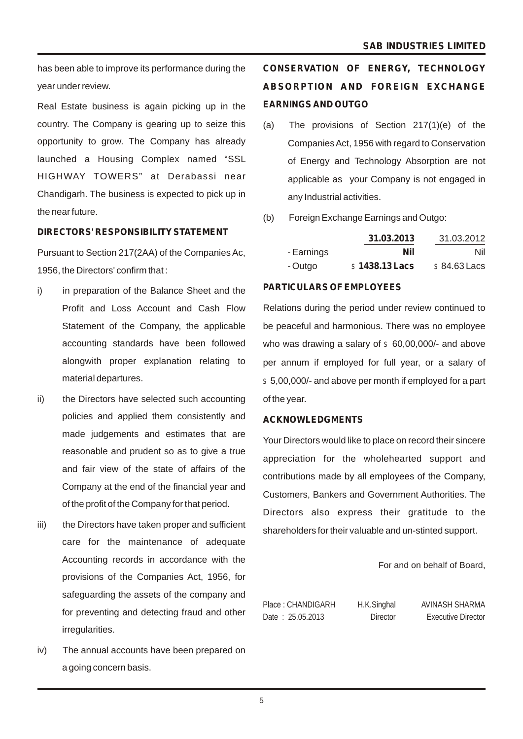has been able to improve its performance during the year under review.

Real Estate business is again picking up in the country. The Company is gearing up to seize this opportunity to grow. The Company has already launched a Housing Complex named "SSL HIGHWAY TOWERS" at Derabassi near Chandigarh. The business is expected to pick up in the near future.

**DIRECTORS' RESPONSIBILITY STATEMENT**

Pursuant to Section 217(2AA) of the Companies Ac, 1956, the Directors' confirm that :

i) in preparation of the Balance Sheet and the Profit and Loss Account and Cash Flow Statement of the Company, the applicable accounting standards have been followed alongwith proper explanation relating to material departures.

ii) the Directors have selected such accounting policies and applied them consistently and made judgements and estimates that are reasonable and prudent so as to give a true and fair view of the state of affairs of the Company at the end of the financial year and of the profit of the Company for that period.

iii) the Directors have taken proper and sufficient care for the maintenance of adequate Accounting records in accordance with the provisions of the Companies Act, 1956, for safeguarding the assets of the company and for preventing and detecting fraud and other irregularities.

iv) The annual accounts have been prepared on a going concern basis.

**CONSERVATION OF ENERGY, TECHNOLOGY ABSORPTION AND FOREIGN EXCHANGE EARNINGS AND OUTGO**

(a) The provisions of Section 217(1)(e) of the Companies Act, 1956 with regard to Conservation of Energy and Technology Absorption are not applicable as your Company is not engaged in any Industrial activities.

(b) Foreign Exchange Earnings and Outgo:

| | **31.03.2013** | 31.03.2012 |
|---|---|---|
| - Earnings | **Nil** | Nil |
| - Outgo | ₹ **1438.13 Lacs** | ₹ 84.63 Lacs |

**PARTICULARS OF EMPLOYEES**

Relations during the period under review continued to be peaceful and harmonious. There was no employee who was drawing a salary of ₹ 60,00,000/- and above per annum if employed for full year, or a salary of ₹ 5,00,000/- and above per month if employed for a part of the year.

**ACKNOWLEDGMENTS**

Your Directors would like to place on record their sincere appreciation for the wholehearted support and contributions made by all employees of the Company, Customers, Bankers and Government Authorities. The Directors also express their gratitude to the shareholders for their valuable and un-stinted support.

For and on behalf of Board,

Place : CHANDIGARH
Date : 25.05.2013

H.K.Singhal
Director

AVINASH SHARMA
Executive Director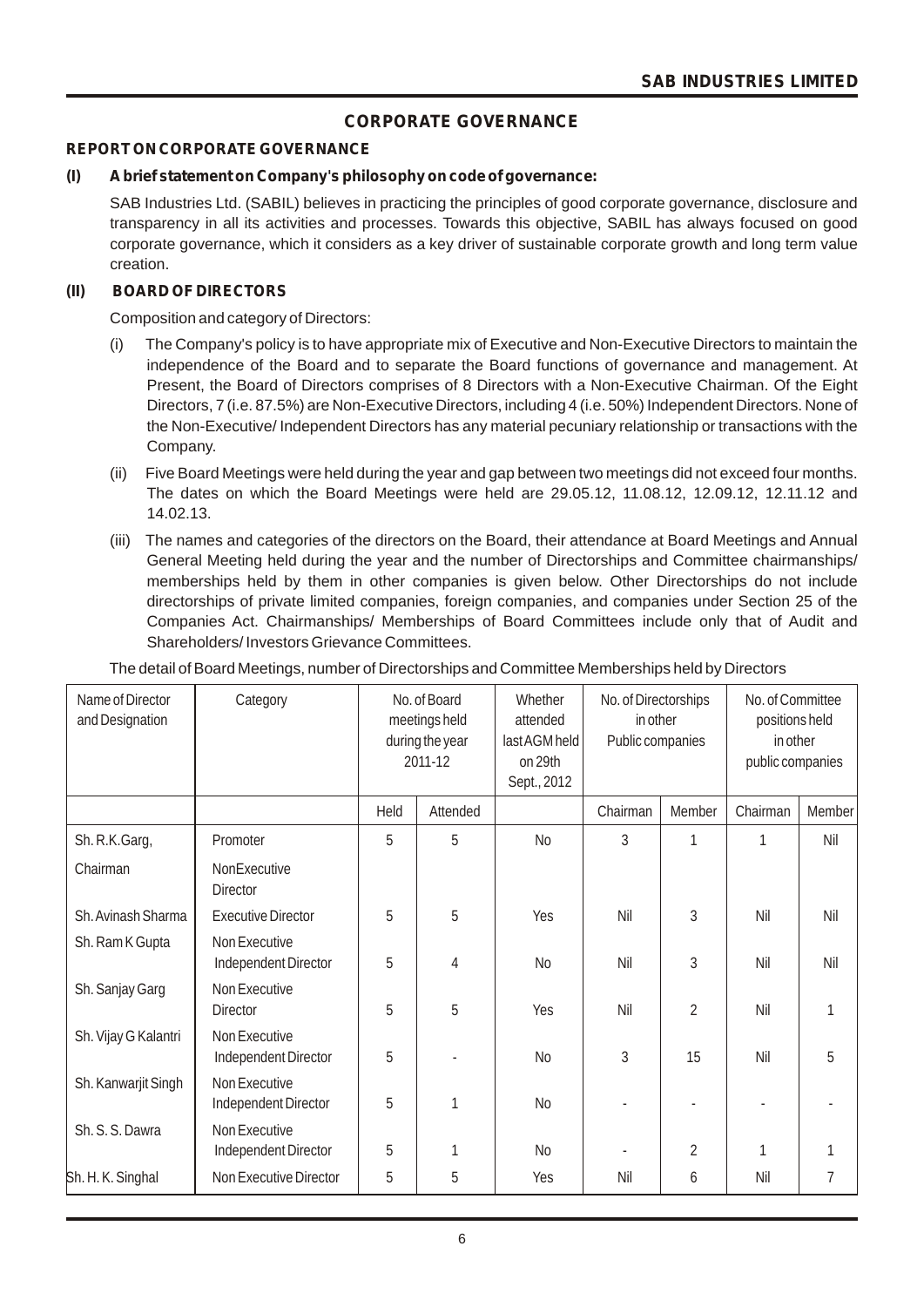# CORPORATE GOVERNANCE

## REPORT ON CORPORATE GOVERNANCE

### (I) A brief statement on Company's philosophy on code of governance:

SAB Industries Ltd. (SABIL) believes in practicing the principles of good corporate governance, disclosure and transparency in all its activities and processes. Towards this objective, SABIL has always focused on good corporate governance, which it considers as a key driver of sustainable corporate growth and long term value creation.

### (II) BOARD OF DIRECTORS

Composition and category of Directors:

(i) The Company's policy is to have appropriate mix of Executive and Non-Executive Directors to maintain the independence of the Board and to separate the Board functions of governance and management. At Present, the Board of Directors comprises of 8 Directors with a Non-Executive Chairman. Of the Eight Directors, 7 (i.e. 87.5%) are Non-Executive Directors, including 4 (i.e. 50%) Independent Directors. None of the Non-Executive/ Independent Directors has any material pecuniary relationship or transactions with the Company.

(ii) Five Board Meetings were held during the year and gap between two meetings did not exceed four months. The dates on which the Board Meetings were held are 29.05.12, 11.08.12, 12.09.12, 12.11.12 and 14.02.13.

(iii) The names and categories of the directors on the Board, their attendance at Board Meetings and Annual General Meeting held during the year and the number of Directorships and Committee chairmanships/ memberships held by them in other companies is given below. Other Directorships do not include directorships of private limited companies, foreign companies, and companies under Section 25 of the Companies Act. Chairmanships/ Memberships of Board Committees include only that of Audit and Shareholders/ Investors Grievance Committees.

The detail of Board Meetings, number of Directorships and Committee Memberships held by Directors

| Name of Director and Designation | Category | No. of Board meetings held during the year 2011-12 | | Whether attended last AGM held on 29th Sept., 2012 | No. of Directorships in other Public companies | | No. of Committee positions held in other public companies | |
|---|---|---|---|---|---|---|---|---|
| | | Held | Attended | | Chairman | Member | Chairman | Member |
| Sh. R.K.Garg, Chairman | Promoter NonExecutive Director | 5 | 5 | No | 3 | 1 | 1 | Nil |
| Sh. Avinash Sharma | Executive Director | 5 | 5 | Yes | Nil | 3 | Nil | Nil |
| Sh. Ram K Gupta | Non Executive Independent Director | 5 | 4 | No | Nil | 3 | Nil | Nil |
| Sh. Sanjay Garg | Non Executive Director | 5 | 5 | Yes | Nil | 2 | Nil | 1 |
| Sh. Vijay G Kalantri | Non Executive Independent Director | 5 | - | No | 3 | 15 | Nil | 5 |
| Sh. Kanwarjit Singh | Non Executive Independent Director | 5 | 1 | No | - | - | - | - |
| Sh. S. S. Dawra | Non Executive Independent Director | 5 | 1 | No | - | 2 | 1 | 1 |
| Sh. H. K. Singhal | Non Executive Director | 5 | 5 | Yes | Nil | 6 | Nil | 7 |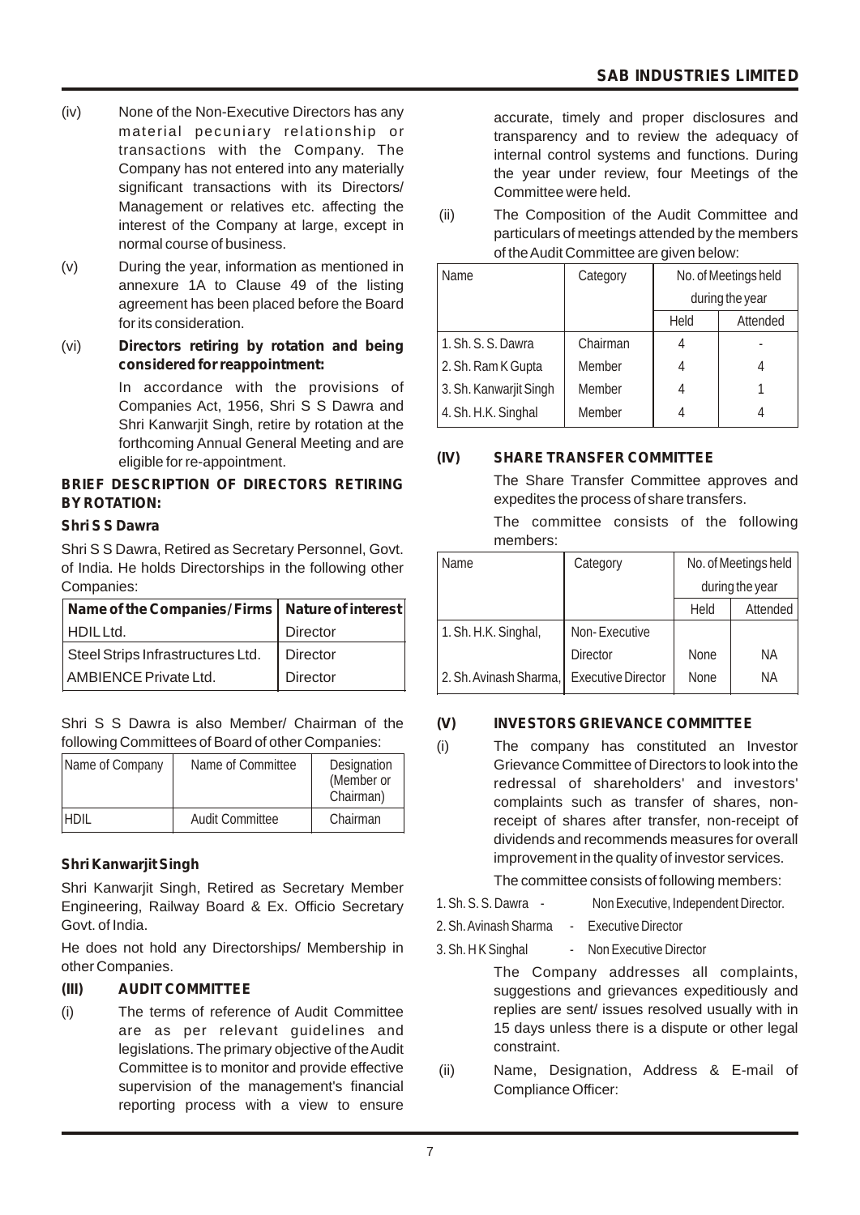(iv) None of the Non-Executive Directors has any material pecuniary relationship or transactions with the Company. The Company has not entered into any materially significant transactions with its Directors/ Management or relatives etc. affecting the interest of the Company at large, except in normal course of business.

(v) During the year, information as mentioned in annexure 1A to Clause 49 of the listing agreement has been placed before the Board for its consideration.

(vi) **Directors retiring by rotation and being considered for reappointment:**

In accordance with the provisions of Companies Act, 1956, Shri S S Dawra and Shri Kanwarjit Singh, retire by rotation at the forthcoming Annual General Meeting and are eligible for re-appointment.

**BRIEF DESCRIPTION OF DIRECTORS RETIRING BY ROTATION:**

**Shri S S Dawra**

Shri S S Dawra, Retired as Secretary Personnel, Govt. of India. He holds Directorships in the following other Companies:

| Name of the Companies/Firms | Nature of interest |
|---|---|
| HDIL Ltd. | Director |
| Steel Strips Infrastructures Ltd. | Director |
| AMBIENCE Private Ltd. | Director |

Shri S S Dawra is also Member/ Chairman of the following Committees of Board of other Companies:

| Name of Company | Name of Committee | Designation (Member or Chairman) |
|---|---|---|
| HDIL | Audit Committee | Chairman |

**Shri Kanwarjit Singh**

Shri Kanwarjit Singh, Retired as Secretary Member Engineering, Railway Board & Ex. Officio Secretary Govt. of India.

He does not hold any Directorships/ Membership in other Companies.

**(III) AUDIT COMMITTEE**

(i) The terms of reference of Audit Committee are as per relevant guidelines and legislations. The primary objective of the Audit Committee is to monitor and provide effective supervision of the management's financial reporting process with a view to ensure accurate, timely and proper disclosures and transparency and to review the adequacy of internal control systems and functions. During the year under review, four Meetings of the Committee were held.

(ii) The Composition of the Audit Committee and particulars of meetings attended by the members of the Audit Committee are given below:

| Name | Category | No. of Meetings held during the year | |
|---|---|---|---|
| | | Held | Attended |
| 1. Sh. S. S. Dawra | Chairman | 4 | - |
| 2. Sh. Ram K Gupta | Member | 4 | 4 |
| 3. Sh. Kanwarjit Singh | Member | 4 | 1 |
| 4. Sh. H.K. Singhal | Member | 4 | 4 |

**(IV) SHARE TRANSFER COMMITTEE**

The Share Transfer Committee approves and expedites the process of share transfers.

The committee consists of the following members:

| Name | Category | No. of Meetings held during the year | |
|---|---|---|---|
| | | Held | Attended |
| 1. Sh. H.K. Singhal, | Non- Executive Director | None | NA |
| 2. Sh. Avinash Sharma, | Executive Director | None | NA |

**(V) INVESTORS GRIEVANCE COMMITTEE**

(i) The company has constituted an Investor Grievance Committee of Directors to look into the redressal of shareholders' and investors' complaints such as transfer of shares, non-receipt of shares after transfer, non-receipt of dividends and recommends measures for overall improvement in the quality of investor services.

The committee consists of following members:

1. Sh. S. S. Dawra - Non Executive, Independent Director.
2. Sh. Avinash Sharma - Executive Director
3. Sh. H K Singhal - Non Executive Director

The Company addresses all complaints, suggestions and grievances expeditiously and replies are sent/ issues resolved usually with in 15 days unless there is a dispute or other legal constraint.

(ii) Name, Designation, Address & E-mail of Compliance Officer: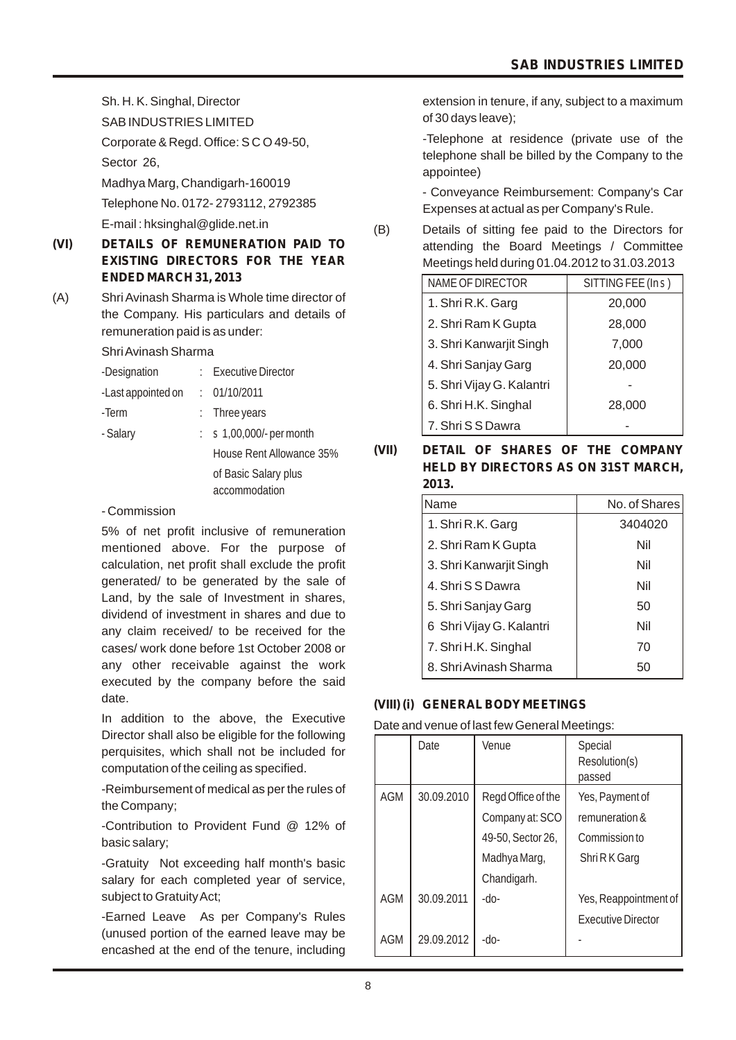Sh. H. K. Singhal, Director

SAB INDUSTRIES LIMITED

Corporate & Regd. Office: S C O 49-50,

Sector 26,

Madhya Marg, Chandigarh-160019

Telephone No. 0172- 2793112, 2792385

E-mail : hksinghal@glide.net.in

**(VI) DETAILS OF REMUNERATION PAID TO EXISTING DIRECTORS FOR THE YEAR ENDED MARCH 31, 2013**

(A) Shri Avinash Sharma is Whole time director of the Company. His particulars and details of remuneration paid is as under:

Shri Avinash Sharma

| | | |
|---|---|---|
| -Designation | : | Executive Director |
| -Last appointed on | : | 01/10/2011 |
| -Term | : | Three years |
| - Salary | : | ` 1,00,000/- per month House Rent Allowance 35% of Basic Salary plus accommodation |

- Commission

5% of net profit inclusive of remuneration mentioned above. For the purpose of calculation, net profit shall exclude the profit generated/ to be generated by the sale of Land, by the sale of Investment in shares, dividend of investment in shares and due to any claim received/ to be received for the cases/ work done before 1st October 2008 or any other receivable against the work executed by the company before the said date.

In addition to the above, the Executive Director shall also be eligible for the following perquisites, which shall not be included for computation of the ceiling as specified.

-Reimbursement of medical as per the rules of the Company;

-Contribution to Provident Fund @ 12% of basic salary;

-Gratuity Not exceeding half month's basic salary for each completed year of service, subject to Gratuity Act;

-Earned Leave As per Company's Rules (unused portion of the earned leave may be encashed at the end of the tenure, including extension in tenure, if any, subject to a maximum of 30 days leave);

-Telephone at residence (private use of the telephone shall be billed by the Company to the appointee)

- Conveyance Reimbursement: Company's Car Expenses at actual as per Company's Rule.

(B) Details of sitting fee paid to the Directors for attending the Board Meetings / Committee Meetings held during 01.04.2012 to 31.03.2013

| NAME OF DIRECTOR | SITTING FEE (In `) |
|---|---|
| 1. Shri R.K. Garg | 20,000 |
| 2. Shri Ram K Gupta | 28,000 |
| 3. Shri Kanwarjit Singh | 7,000 |
| 4. Shri Sanjay Garg | 20,000 |
| 5. Shri Vijay G. Kalantri | - |
| 6. Shri H.K. Singhal | 28,000 |
| 7. Shri S S Dawra | - |

**(VII) DETAIL OF SHARES OF THE COMPANY HELD BY DIRECTORS AS ON 31ST MARCH, 2013.**

| Name | No. of Shares |
|---|---|
| 1. Shri R.K. Garg | 3404020 |
| 2. Shri Ram K Gupta | Nil |
| 3. Shri Kanwarjit Singh | Nil |
| 4. Shri S S Dawra | Nil |
| 5. Shri Sanjay Garg | 50 |
| 6 Shri Vijay G. Kalantri | Nil |
| 7. Shri H.K. Singhal | 70 |
| 8. Shri Avinash Sharma | 50 |

**(VIII) (i) GENERAL BODY MEETINGS**

Date and venue of last few General Meetings:

| | Date | Venue | Special Resolution(s) passed |
|---|---|---|---|
| AGM | 30.09.2010 | Regd Office of the Company at: SCO 49-50, Sector 26, Madhya Marg, Chandigarh. | Yes, Payment of remuneration & Commission to Shri R K Garg |
| AGM | 30.09.2011 | -do- | Yes, Reappointment of Executive Director |
| AGM | 29.09.2012 | -do- | - |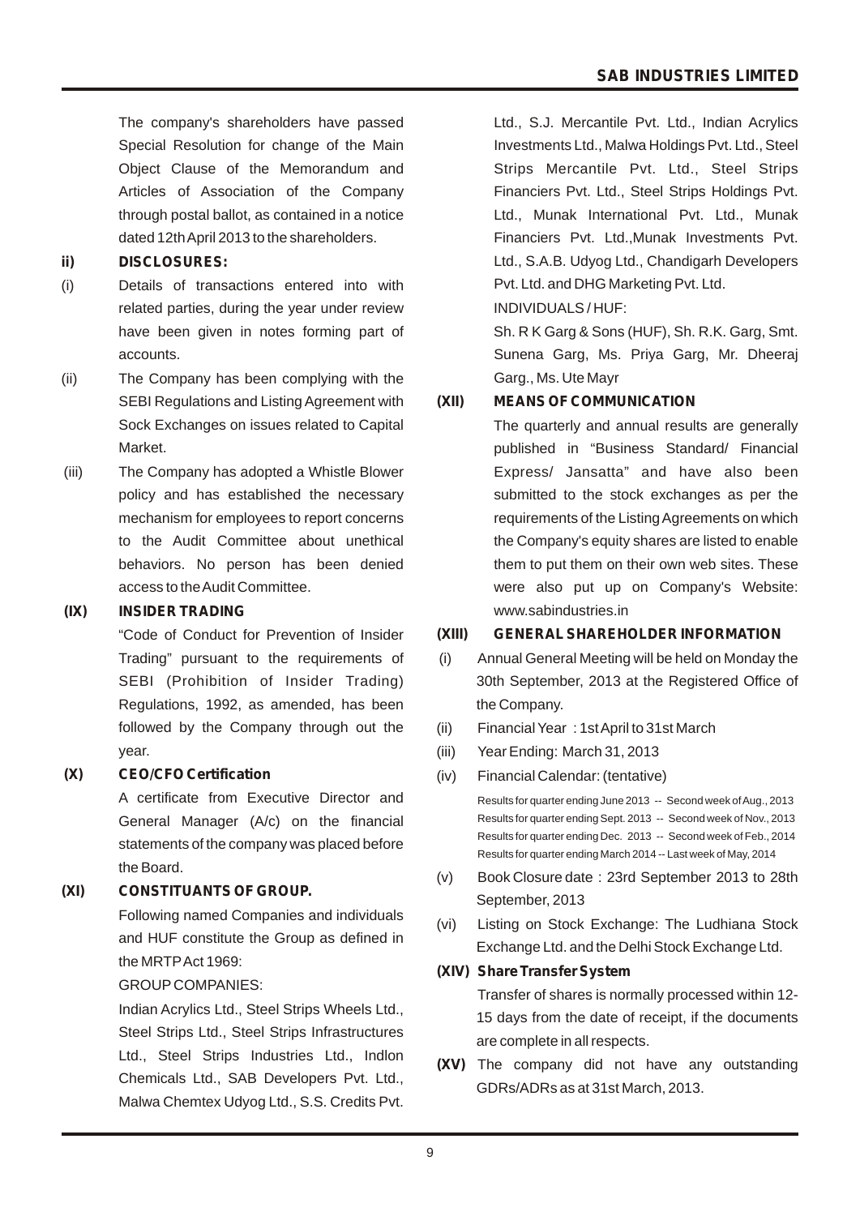The company's shareholders have passed Special Resolution for change of the Main Object Clause of the Memorandum and Articles of Association of the Company through postal ballot, as contained in a notice dated 12th April 2013 to the shareholders.

**ii) DISCLOSURES:**

(i) Details of transactions entered into with related parties, during the year under review have been given in notes forming part of accounts.

(ii) The Company has been complying with the SEBI Regulations and Listing Agreement with Sock Exchanges on issues related to Capital Market.

(iii) The Company has adopted a Whistle Blower policy and has established the necessary mechanism for employees to report concerns to the Audit Committee about unethical behaviors. No person has been denied access to the Audit Committee.

**(IX) INSIDER TRADING**

"Code of Conduct for Prevention of Insider Trading" pursuant to the requirements of SEBI (Prohibition of Insider Trading) Regulations, 1992, as amended, has been followed by the Company through out the year.

**(X) CEO/CFO Certification**

A certificate from Executive Director and General Manager (A/c) on the financial statements of the company was placed before the Board.

**(XI) CONSTITUANTS OF GROUP.**

Following named Companies and individuals and HUF constitute the Group as defined in the MRTP Act 1969:

GROUP COMPANIES:

Indian Acrylics Ltd., Steel Strips Wheels Ltd., Steel Strips Ltd., Steel Strips Infrastructures Ltd., Steel Strips Industries Ltd., Indlon Chemicals Ltd., SAB Developers Pvt. Ltd., Malwa Chemtex Udyog Ltd., S.S. Credits Pvt. Ltd., S.J. Mercantile Pvt. Ltd., Indian Acrylics Investments Ltd., Malwa Holdings Pvt. Ltd., Steel Strips Mercantile Pvt. Ltd., Steel Strips Financiers Pvt. Ltd., Steel Strips Holdings Pvt. Ltd., Munak International Pvt. Ltd., Munak Financiers Pvt. Ltd.,Munak Investments Pvt. Ltd., S.A.B. Udyog Ltd., Chandigarh Developers Pvt. Ltd. and DHG Marketing Pvt. Ltd.

INDIVIDUALS / HUF:

Sh. R K Garg & Sons (HUF), Sh. R.K. Garg, Smt. Sunena Garg, Ms. Priya Garg, Mr. Dheeraj Garg., Ms. Ute Mayr

**(XII) MEANS OF COMMUNICATION**

The quarterly and annual results are generally published in "Business Standard/ Financial Express/ Jansatta" and have also been submitted to the stock exchanges as per the requirements of the Listing Agreements on which the Company's equity shares are listed to enable them to put them on their own web sites. These were also put up on Company's Website: www.sabindustries.in

**(XIII) GENERAL SHAREHOLDER INFORMATION**

(i) Annual General Meeting will be held on Monday the 30th September, 2013 at the Registered Office of the Company.

(ii) Financial Year : 1st April to 31st March

(iii) Year Ending: March 31, 2013

(iv) Financial Calendar: (tentative)

Results for quarter ending June 2013 -- Second week of Aug., 2013
Results for quarter ending Sept. 2013 -- Second week of Nov., 2013
Results for quarter ending Dec. 2013 -- Second week of Feb., 2014
Results for quarter ending March 2014 -- Last week of May, 2014

(v) Book Closure date : 23rd September 2013 to 28th September, 2013

(vi) Listing on Stock Exchange: The Ludhiana Stock Exchange Ltd. and the Delhi Stock Exchange Ltd.

**(XIV) Share Transfer System**

Transfer of shares is normally processed within 12-15 days from the date of receipt, if the documents are complete in all respects.

**(XV)** The company did not have any outstanding GDRs/ADRs as at 31st March, 2013.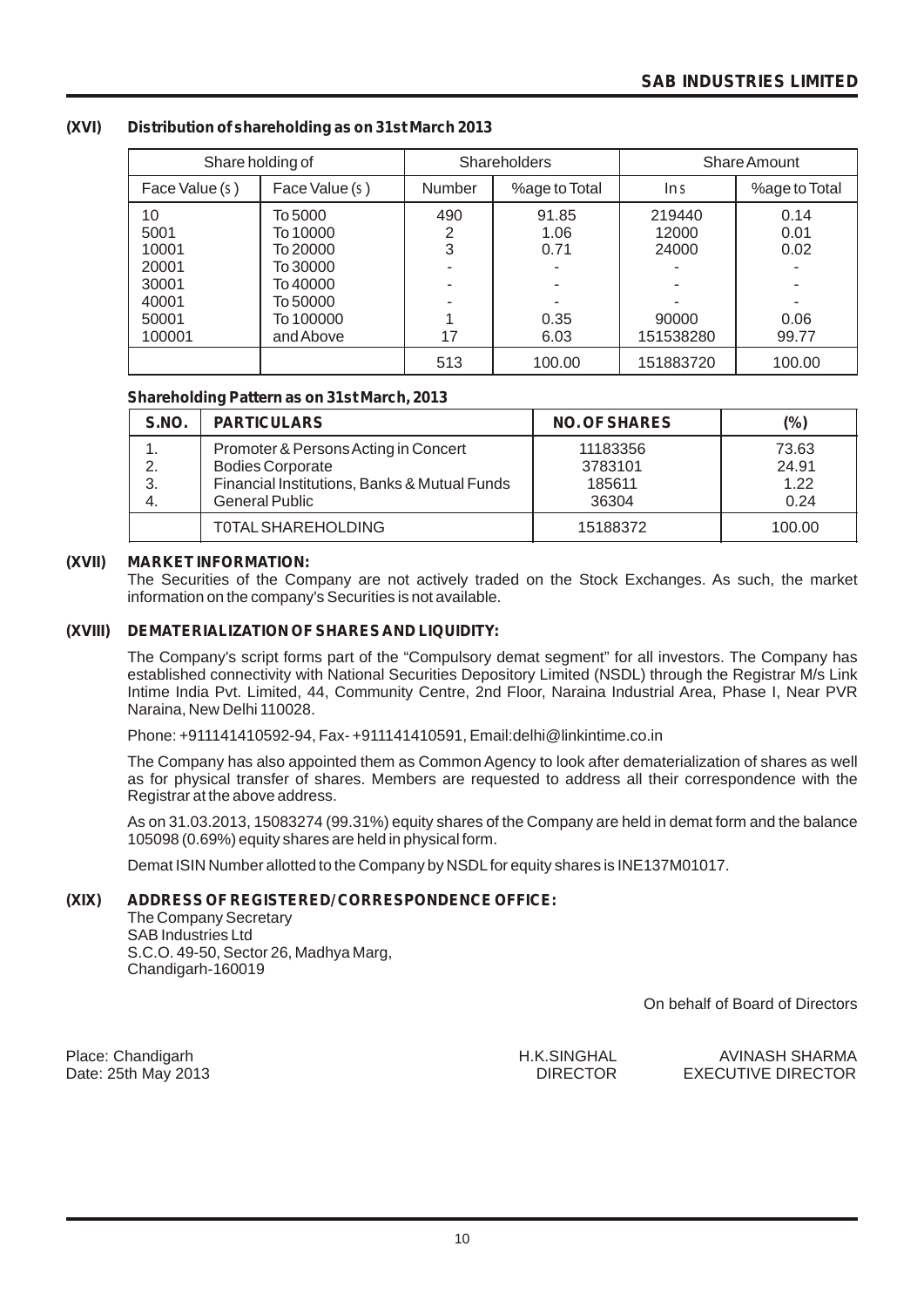**(XVI) Distribution of shareholding as on 31st March 2013**

| Share holding of | | Shareholders | | Share Amount | |
|---|---|---|---|---|---|
| Face Value (` ) | Face Value (` ) | Number | %age to Total | In ` | %age to Total |
| 10 | To 5000 | 490 | 91.85 | 219440 | 0.14 |
| 5001 | To 10000 | 2 | 1.06 | 12000 | 0.01 |
| 10001 | To 20000 | 3 | 0.71 | 24000 | 0.02 |
| 20001 | To 30000 | - | - | - | - |
| 30001 | To 40000 | - | - | - | - |
| 40001 | To 50000 | - | - | - | - |
| 50001 | To 100000 | 1 | 0.35 | 90000 | 0.06 |
| 100001 | and Above | 17 | 6.03 | 151538280 | 99.77 |
| | | 513 | 100.00 | 151883720 | 100.00 |

**Shareholding Pattern as on 31st March, 2013**

| S.NO. | PARTICULARS | NO. OF SHARES | (%) |
|---|---|---|---|
| 1. | Promoter & Persons Acting in Concert | 11183356 | 73.63 |
| 2. | Bodies Corporate | 3783101 | 24.91 |
| 3. | Financial Institutions, Banks & Mutual Funds | 185611 | 1.22 |
| 4. | General Public | 36304 | 0.24 |
| | T0TAL SHAREHOLDING | 15188372 | 100.00 |

**(XVII) MARKET INFORMATION:**

The Securities of the Company are not actively traded on the Stock Exchanges. As such, the market information on the company's Securities is not available.

**(XVIII) DEMATERIALIZATION OF SHARES AND LIQUIDITY:**

The Company's script forms part of the "Compulsory demat segment" for all investors. The Company has established connectivity with National Securities Depository Limited (NSDL) through the Registrar M/s Link Intime India Pvt. Limited, 44, Community Centre, 2nd Floor, Naraina Industrial Area, Phase I, Near PVR Naraina, New Delhi 110028.

Phone: +911141410592-94, Fax- +911141410591, Email:delhi@linkintime.co.in

The Company has also appointed them as Common Agency to look after dematerialization of shares as well as for physical transfer of shares. Members are requested to address all their correspondence with the Registrar at the above address.

As on 31.03.2013, 15083274 (99.31%) equity shares of the Company are held in demat form and the balance 105098 (0.69%) equity shares are held in physical form.

Demat ISIN Number allotted to the Company by NSDL for equity shares is INE137M01017.

**(XIX) ADDRESS OF REGISTERED/CORRESPONDENCE OFFICE:**

The Company Secretary
SAB Industries Ltd
S.C.O. 49-50, Sector 26, Madhya Marg,
Chandigarh-160019

On behalf of Board of Directors

Place: Chandigarh
Date: 25th May 2013

H.K.SINGHAL
DIRECTOR

AVINASH SHARMA
EXECUTIVE DIRECTOR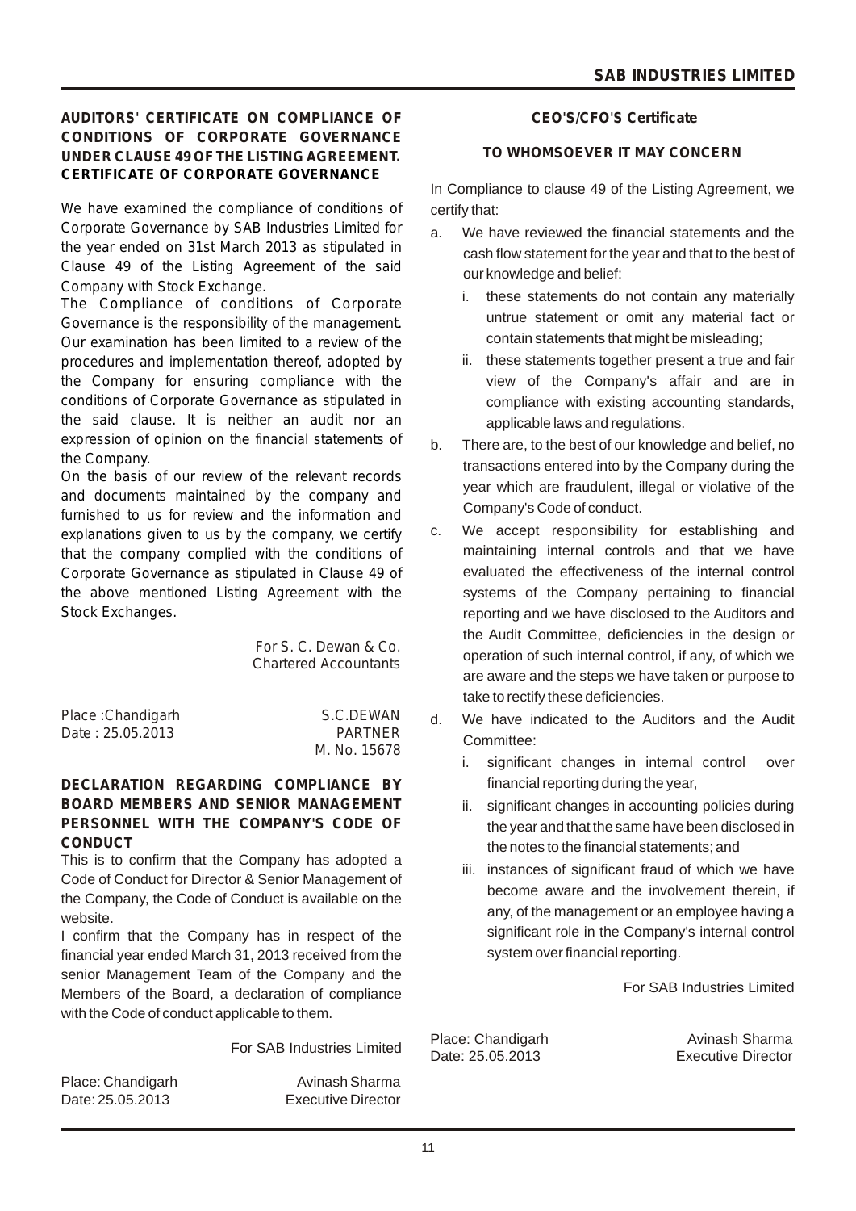## AUDITORS' CERTIFICATE ON COMPLIANCE OF CONDITIONS OF CORPORATE GOVERNANCE UNDER CLAUSE 49 OF THE LISTING AGREEMENT. CERTIFICATE OF CORPORATE GOVERNANCE

We have examined the compliance of conditions of Corporate Governance by SAB Industries Limited for the year ended on 31st March 2013 as stipulated in Clause 49 of the Listing Agreement of the said Company with Stock Exchange.

The Compliance of conditions of Corporate Governance is the responsibility of the management. Our examination has been limited to a review of the procedures and implementation thereof, adopted by the Company for ensuring compliance with the conditions of Corporate Governance as stipulated in the said clause. It is neither an audit nor an expression of opinion on the financial statements of the Company.

On the basis of our review of the relevant records and documents maintained by the company and furnished to us for review and the information and explanations given to us by the company, we certify that the company complied with the conditions of Corporate Governance as stipulated in Clause 49 of the above mentioned Listing Agreement with the Stock Exchanges.

For S. C. Dewan & Co.
Chartered Accountants

Place :Chandigarh
Date : 25.05.2013

S.C.DEWAN
PARTNER
M. No. 15678

## DECLARATION REGARDING COMPLIANCE BY BOARD MEMBERS AND SENIOR MANAGEMENT PERSONNEL WITH THE COMPANY'S CODE OF CONDUCT

This is to confirm that the Company has adopted a Code of Conduct for Director & Senior Management of the Company, the Code of Conduct is available on the website.

I confirm that the Company has in respect of the financial year ended March 31, 2013 received from the senior Management Team of the Company and the Members of the Board, a declaration of compliance with the Code of conduct applicable to them.

For SAB Industries Limited

Place: Chandigarh
Date: 25.05.2013

Avinash Sharma
Executive Director

## CEO'S/CFO'S Certificate

### TO WHOMSOEVER IT MAY CONCERN

In Compliance to clause 49 of the Listing Agreement, we certify that:

a. We have reviewed the financial statements and the cash flow statement for the year and that to the best of our knowledge and belief:

   i. these statements do not contain any materially untrue statement or omit any material fact or contain statements that might be misleading;

   ii. these statements together present a true and fair view of the Company's affair and are in compliance with existing accounting standards, applicable laws and regulations.

b. There are, to the best of our knowledge and belief, no transactions entered into by the Company during the year which are fraudulent, illegal or violative of the Company's Code of conduct.

c. We accept responsibility for establishing and maintaining internal controls and that we have evaluated the effectiveness of the internal control systems of the Company pertaining to financial reporting and we have disclosed to the Auditors and the Audit Committee, deficiencies in the design or operation of such internal control, if any, of which we are aware and the steps we have taken or purpose to take to rectify these deficiencies.

d. We have indicated to the Auditors and the Audit Committee:

   i. significant changes in internal control over financial reporting during the year,

   ii. significant changes in accounting policies during the year and that the same have been disclosed in the notes to the financial statements; and

   iii. instances of significant fraud of which we have become aware and the involvement therein, if any, of the management or an employee having a significant role in the Company's internal control system over financial reporting.

For SAB Industries Limited

Place: Chandigarh
Date: 25.05.2013

Avinash Sharma
Executive Director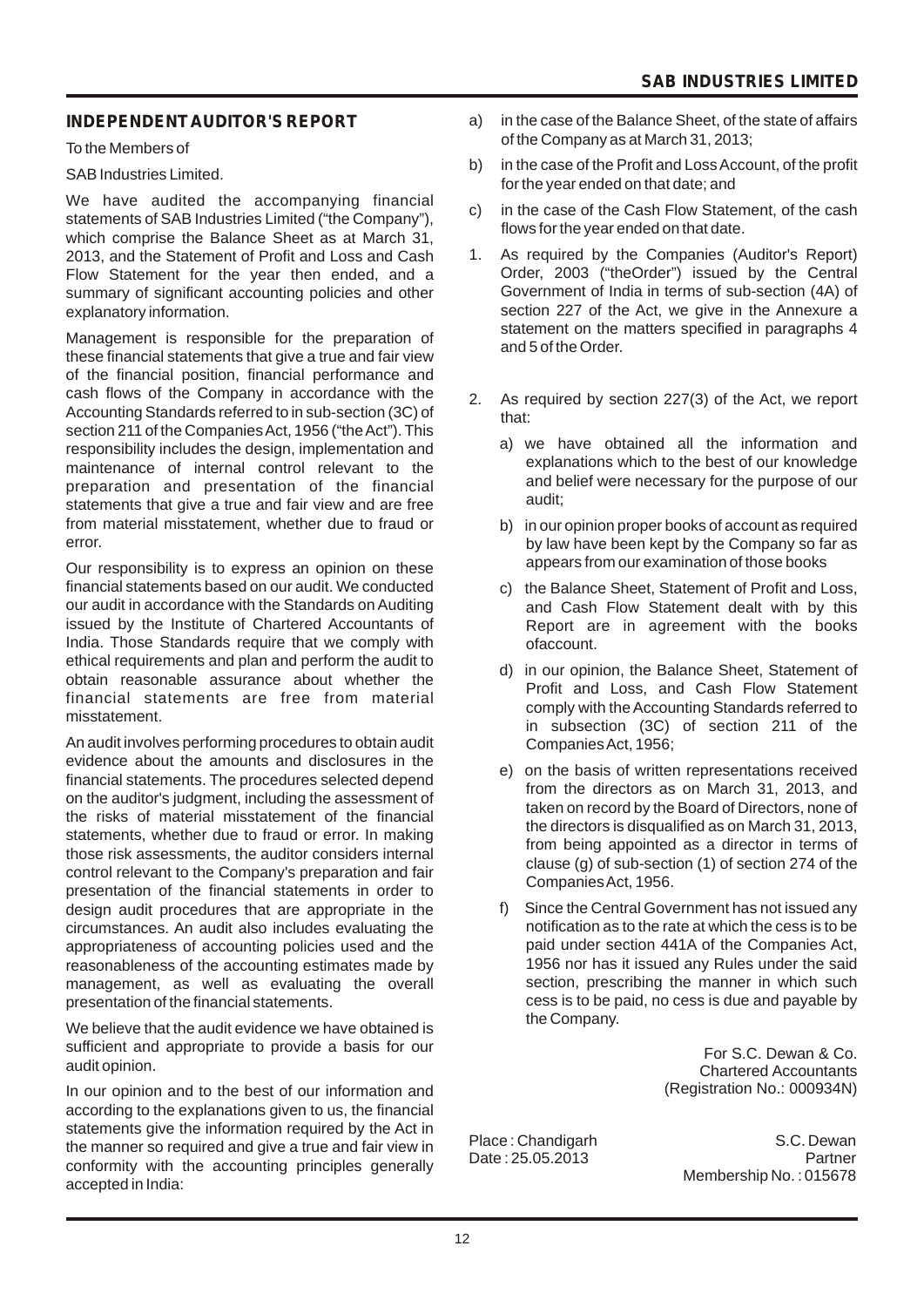## INDEPENDENT AUDITOR'S REPORT

To the Members of

SAB Industries Limited.

We have audited the accompanying financial statements of SAB Industries Limited ("the Company"), which comprise the Balance Sheet as at March 31, 2013, and the Statement of Profit and Loss and Cash Flow Statement for the year then ended, and a summary of significant accounting policies and other explanatory information.

Management is responsible for the preparation of these financial statements that give a true and fair view of the financial position, financial performance and cash flows of the Company in accordance with the Accounting Standards referred to in sub-section (3C) of section 211 of the Companies Act, 1956 ("the Act"). This responsibility includes the design, implementation and maintenance of internal control relevant to the preparation and presentation of the financial statements that give a true and fair view and are free from material misstatement, whether due to fraud or error.

Our responsibility is to express an opinion on these financial statements based on our audit. We conducted our audit in accordance with the Standards on Auditing issued by the Institute of Chartered Accountants of India. Those Standards require that we comply with ethical requirements and plan and perform the audit to obtain reasonable assurance about whether the financial statements are free from material misstatement.

An audit involves performing procedures to obtain audit evidence about the amounts and disclosures in the financial statements. The procedures selected depend on the auditor's judgment, including the assessment of the risks of material misstatement of the financial statements, whether due to fraud or error. In making those risk assessments, the auditor considers internal control relevant to the Company's preparation and fair presentation of the financial statements in order to design audit procedures that are appropriate in the circumstances. An audit also includes evaluating the appropriateness of accounting policies used and the reasonableness of the accounting estimates made by management, as well as evaluating the overall presentation of the financial statements.

We believe that the audit evidence we have obtained is sufficient and appropriate to provide a basis for our audit opinion.

In our opinion and to the best of our information and according to the explanations given to us, the financial statements give the information required by the Act in the manner so required and give a true and fair view in conformity with the accounting principles generally accepted in India:

a) in the case of the Balance Sheet, of the state of affairs of the Company as at March 31, 2013;

b) in the case of the Profit and Loss Account, of the profit for the year ended on that date; and

c) in the case of the Cash Flow Statement, of the cash flows for the year ended on that date.

1. As required by the Companies (Auditor's Report) Order, 2003 ("theOrder") issued by the Central Government of India in terms of sub-section (4A) of section 227 of the Act, we give in the Annexure a statement on the matters specified in paragraphs 4 and 5 of the Order.

2. As required by section 227(3) of the Act, we report that:

   a) we have obtained all the information and explanations which to the best of our knowledge and belief were necessary for the purpose of our audit;

   b) in our opinion proper books of account as required by law have been kept by the Company so far as appears from our examination of those books

   c) the Balance Sheet, Statement of Profit and Loss, and Cash Flow Statement dealt with by this Report are in agreement with the books ofaccount.

   d) in our opinion, the Balance Sheet, Statement of Profit and Loss, and Cash Flow Statement comply with the Accounting Standards referred to in subsection (3C) of section 211 of the Companies Act, 1956;

   e) on the basis of written representations received from the directors as on March 31, 2013, and taken on record by the Board of Directors, none of the directors is disqualified as on March 31, 2013, from being appointed as a director in terms of clause (g) of sub-section (1) of section 274 of the Companies Act, 1956.

   f) Since the Central Government has not issued any notification as to the rate at which the cess is to be paid under section 441A of the Companies Act, 1956 nor has it issued any Rules under the said section, prescribing the manner in which such cess is to be paid, no cess is due and payable by the Company.

For S.C. Dewan & Co.
Chartered Accountants
(Registration No.: 000934N)

Place : Chandigarh
Date : 25.05.2013

S.C. Dewan
Partner
Membership No. : 015678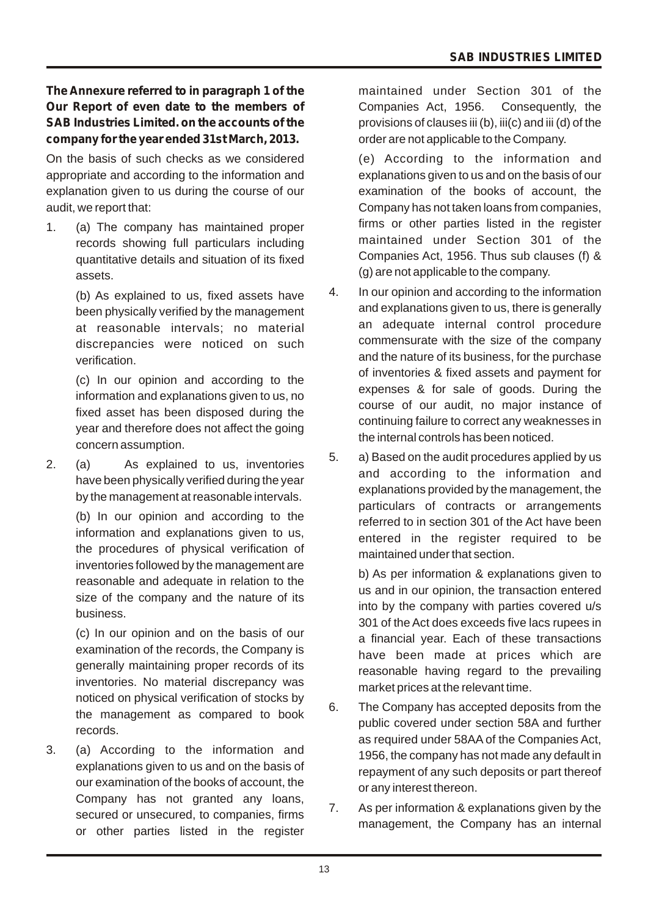**The Annexure referred to in paragraph 1 of the Our Report of even date to the members of SAB Industries Limited. on the accounts of the company for the year ended 31st March, 2013.**

On the basis of such checks as we considered appropriate and according to the information and explanation given to us during the course of our audit, we report that:

1. (a) The company has maintained proper records showing full particulars including quantitative details and situation of its fixed assets.

   (b) As explained to us, fixed assets have been physically verified by the management at reasonable intervals; no material discrepancies were noticed on such verification.

   (c) In our opinion and according to the information and explanations given to us, no fixed asset has been disposed during the year and therefore does not affect the going concern assumption.

2. (a) As explained to us, inventories have been physically verified during the year by the management at reasonable intervals.

   (b) In our opinion and according to the information and explanations given to us, the procedures of physical verification of inventories followed by the management are reasonable and adequate in relation to the size of the company and the nature of its business.

   (c) In our opinion and on the basis of our examination of the records, the Company is generally maintaining proper records of its inventories. No material discrepancy was noticed on physical verification of stocks by the management as compared to book records.

3. (a) According to the information and explanations given to us and on the basis of our examination of the books of account, the Company has not granted any loans, secured or unsecured, to companies, firms or other parties listed in the register maintained under Section 301 of the Companies Act, 1956. Consequently, the provisions of clauses iii (b), iii(c) and iii (d) of the order are not applicable to the Company.

   (e) According to the information and explanations given to us and on the basis of our examination of the books of account, the Company has not taken loans from companies, firms or other parties listed in the register maintained under Section 301 of the Companies Act, 1956. Thus sub clauses (f) & (g) are not applicable to the company.

4. In our opinion and according to the information and explanations given to us, there is generally an adequate internal control procedure commensurate with the size of the company and the nature of its business, for the purchase of inventories & fixed assets and payment for expenses & for sale of goods. During the course of our audit, no major instance of continuing failure to correct any weaknesses in the internal controls has been noticed.

5. a) Based on the audit procedures applied by us and according to the information and explanations provided by the management, the particulars of contracts or arrangements referred to in section 301 of the Act have been entered in the register required to be maintained under that section.

   b) As per information & explanations given to us and in our opinion, the transaction entered into by the company with parties covered u/s 301 of the Act does exceeds five lacs rupees in a financial year. Each of these transactions have been made at prices which are reasonable having regard to the prevailing market prices at the relevant time.

6. The Company has accepted deposits from the public covered under section 58A and further as required under 58AA of the Companies Act, 1956, the company has not made any default in repayment of any such deposits or part thereof or any interest thereon.

7. As per information & explanations given by the management, the Company has an internal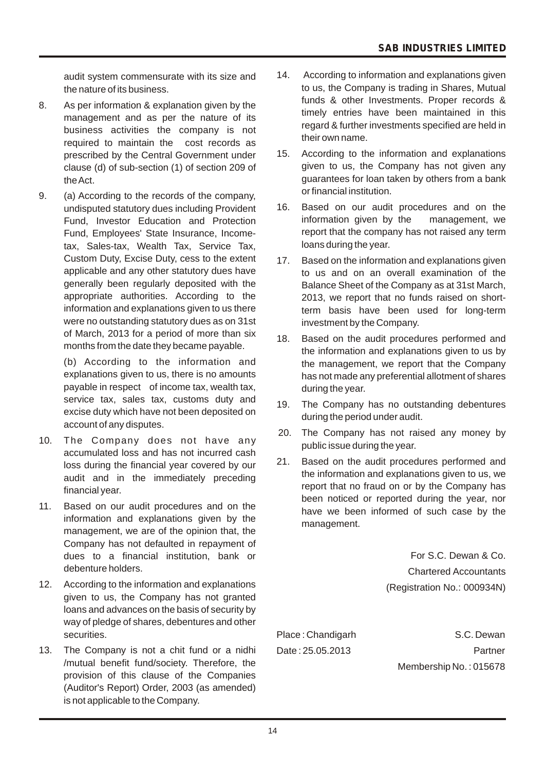audit system commensurate with its size and the nature of its business.

8. As per information & explanation given by the management and as per the nature of its business activities the company is not required to maintain the cost records as prescribed by the Central Government under clause (d) of sub-section (1) of section 209 of the Act.

9. (a) According to the records of the company, undisputed statutory dues including Provident Fund, Investor Education and Protection Fund, Employees' State Insurance, Income-tax, Sales-tax, Wealth Tax, Service Tax, Custom Duty, Excise Duty, cess to the extent applicable and any other statutory dues have generally been regularly deposited with the appropriate authorities. According to the information and explanations given to us there were no outstanding statutory dues as on 31st of March, 2013 for a period of more than six months from the date they became payable.

   (b) According to the information and explanations given to us, there is no amounts payable in respect of income tax, wealth tax, service tax, sales tax, customs duty and excise duty which have not been deposited on account of any disputes.

10. The Company does not have any accumulated loss and has not incurred cash loss during the financial year covered by our audit and in the immediately preceding financial year.

11. Based on our audit procedures and on the information and explanations given by the management, we are of the opinion that, the Company has not defaulted in repayment of dues to a financial institution, bank or debenture holders.

12. According to the information and explanations given to us, the Company has not granted loans and advances on the basis of security by way of pledge of shares, debentures and other securities.

13. The Company is not a chit fund or a nidhi /mutual benefit fund/society. Therefore, the provision of this clause of the Companies (Auditor's Report) Order, 2003 (as amended) is not applicable to the Company.

14. According to information and explanations given to us, the Company is trading in Shares, Mutual funds & other Investments. Proper records & timely entries have been maintained in this regard & further investments specified are held in their own name.

15. According to the information and explanations given to us, the Company has not given any guarantees for loan taken by others from a bank or financial institution.

16. Based on our audit procedures and on the information given by the management, we report that the company has not raised any term loans during the year.

17. Based on the information and explanations given to us and on an overall examination of the Balance Sheet of the Company as at 31st March, 2013, we report that no funds raised on short-term basis have been used for long-term investment by the Company.

18. Based on the audit procedures performed and the information and explanations given to us by the management, we report that the Company has not made any preferential allotment of shares during the year.

19. The Company has no outstanding debentures during the period under audit.

20. The Company has not raised any money by public issue during the year.

21. Based on the audit procedures performed and the information and explanations given to us, we report that no fraud on or by the Company has been noticed or reported during the year, nor have we been informed of such case by the management.

For S.C. Dewan & Co.
Chartered Accountants
(Registration No.: 000934N)

Place : Chandigarh
Date : 25.05.2013

S.C. Dewan
Partner
Membership No. : 015678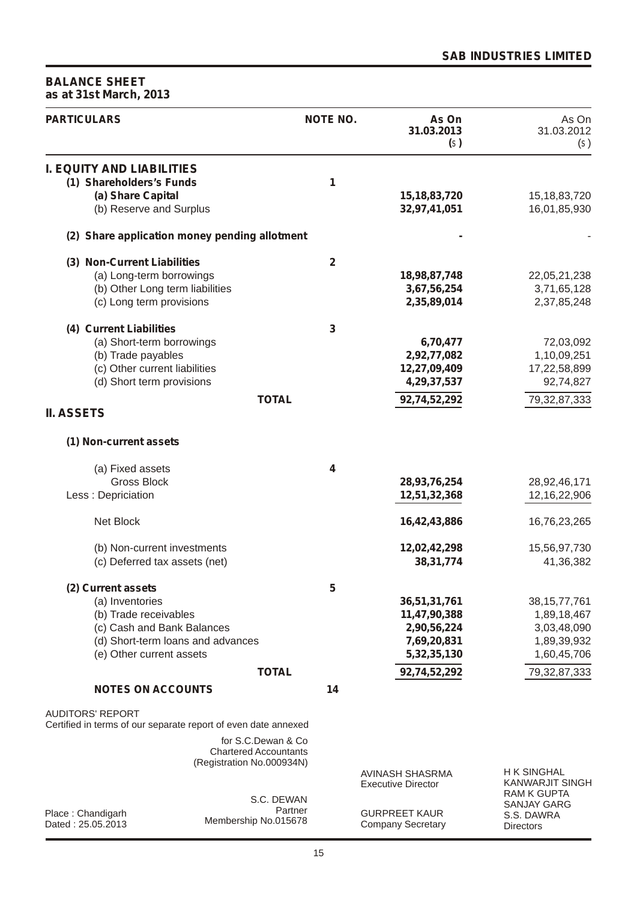## SAB INDUSTRIES LIMITED

# BALANCE SHEET
**as at 31st March, 2013**

| PARTICULARS | NOTE NO. | As On 31.03.2013 (₹) | As On 31.03.2012 (₹) |
|---|---|---|---|
| **I. EQUITY AND LIABILITIES** | | | |
| **(1) Shareholders's Funds** | 1 | | |
| **(a) Share Capital** | | **15,18,83,720** | 15,18,83,720 |
| (b) Reserve and Surplus | | **32,97,41,051** | 16,01,85,930 |
| **(2) Share application money pending allotment** | | **-** | - |
| **(3) Non-Current Liabilities** | 2 | | |
| (a) Long-term borrowings | | **18,98,87,748** | 22,05,21,238 |
| (b) Other Long term liabilities | | **3,67,56,254** | 3,71,65,128 |
| (c) Long term provisions | | **2,35,89,014** | 2,37,85,248 |
| **(4) Current Liabilities** | 3 | | |
| (a) Short-term borrowings | | **6,70,477** | 72,03,092 |
| (b) Trade payables | | **2,92,77,082** | 1,10,09,251 |
| (c) Other current liabilities | | **12,27,09,409** | 17,22,58,899 |
| (d) Short term provisions | | **4,29,37,537** | 92,74,827 |
| **TOTAL** | | **92,74,52,292** | 79,32,87,333 |
| **II. ASSETS** | | | |
| **(1) Non-current assets** | | | |
| (a) Fixed assets | 4 | | |
| Gross Block | | **28,93,76,254** | 28,92,46,171 |
| Less : Depriciation | | **12,51,32,368** | 12,16,22,906 |
| Net Block | | **16,42,43,886** | 16,76,23,265 |
| (b) Non-current investments | | **12,02,42,298** | 15,56,97,730 |
| (c) Deferred tax assets (net) | | **38,31,774** | 41,36,382 |
| **(2) Current assets** | 5 | | |
| (a) Inventories | | **36,51,31,761** | 38,15,77,761 |
| (b) Trade receivables | | **11,47,90,388** | 1,89,18,467 |
| (c) Cash and Bank Balances | | **2,90,56,224** | 3,03,48,090 |
| (d) Short-term loans and advances | | **7,69,20,831** | 1,89,39,932 |
| (e) Other current assets | | **5,32,35,130** | 1,60,45,706 |
| **TOTAL** | | **92,74,52,292** | 79,32,87,333 |
| **NOTES ON ACCOUNTS** | 14 | | |

AUDITORS' REPORT
Certified in terms of our separate report of even date annexed

for S.C.Dewan & Co
Chartered Accountants
(Registration No.000934N)

S.C. DEWAN
Partner
Membership No.015678

Place : Chandigarh
Dated : 25.05.2013

AVINASH SHASRMA
Executive Director

GURPREET KAUR
Company Secretary

H K SINGHAL
KANWARJIT SINGH
RAM K GUPTA
SANJAY GARG
S.S. DAWRA
Directors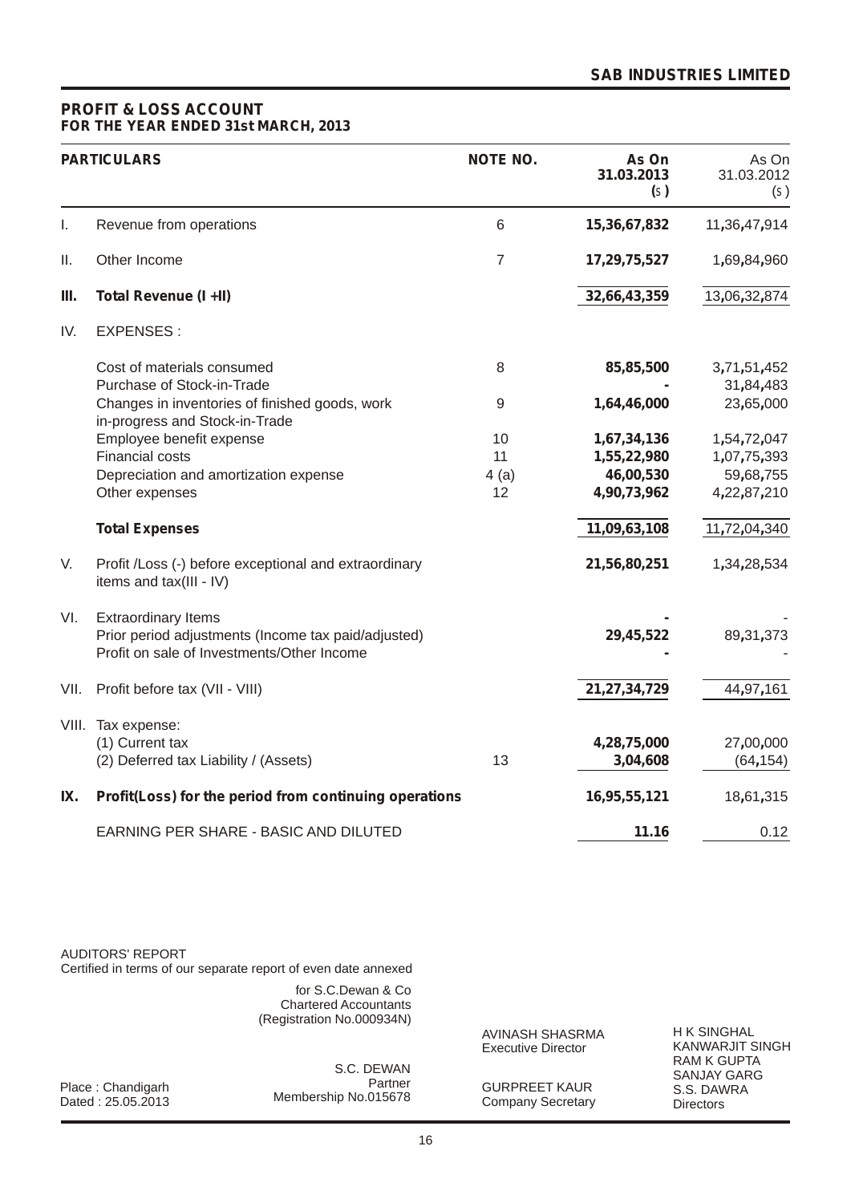**SAB INDUSTRIES LIMITED**

## PROFIT & LOSS ACCOUNT
### FOR THE YEAR ENDED 31st MARCH, 2013

| | PARTICULARS | NOTE NO. | As On 31.03.2013 (₹) | As On 31.03.2012 (₹) |
|---|---|---|---|---|
| I. | Revenue from operations | 6 | **15,36,67,832** | 11,36,47,914 |
| II. | Other Income | 7 | **17,29,75,527** | 1,69,84,960 |
| **III.** | **Total Revenue (I +II)** | | **32,66,43,359** | 13,06,32,874 |
| IV. | EXPENSES : | | | |
| | Cost of materials consumed | 8 | **85,85,500** | 3,71,51,452 |
| | Purchase of Stock-in-Trade | | **-** | 31,84,483 |
| | Changes in inventories of finished goods, work in-progress and Stock-in-Trade | 9 | **1,64,46,000** | 23,65,000 |
| | Employee benefit expense | 10 | **1,67,34,136** | 1,54,72,047 |
| | Financial costs | 11 | **1,55,22,980** | 1,07,75,393 |
| | Depreciation and amortization expense | 4 (a) | **46,00,530** | 59,68,755 |
| | Other expenses | 12 | **4,90,73,962** | 4,22,87,210 |
| | **Total Expenses** | | **11,09,63,108** | 11,72,04,340 |
| V. | Profit /Loss (-) before exceptional and extraordinary items and tax(III - IV) | | **21,56,80,251** | 1,34,28,534 |
| VI. | Extraordinary Items | | **-** | - |
| | Prior period adjustments (Income tax paid/adjusted) | | **29,45,522** | 89,31,373 |
| | Profit on sale of Investments/Other Income | | **-** | - |
| VII. | Profit before tax (VII - VIII) | | **21,27,34,729** | 44,97,161 |
| VIII. | Tax expense: | | | |
| | (1) Current tax | | **4,28,75,000** | 27,00,000 |
| | (2) Deferred tax Liability / (Assets) | 13 | **3,04,608** | (64,154) |
| **IX.** | **Profit(Loss) for the period from continuing operations** | | **16,95,55,121** | 18,61,315 |
| | EARNING PER SHARE - BASIC AND DILUTED | | **11.16** | 0.12 |

AUDITORS' REPORT
Certified in terms of our separate report of even date annexed

for S.C.Dewan & Co
Chartered Accountants
(Registration No.000934N)

S.C. DEWAN
Partner
Membership No.015678

Place : Chandigarh
Dated : 25.05.2013

AVINASH SHASRMA
Executive Director

GURPREET KAUR
Company Secretary

H K SINGHAL
KANWARJIT SINGH
RAM K GUPTA
SANJAY GARG
S.S. DAWRA
Directors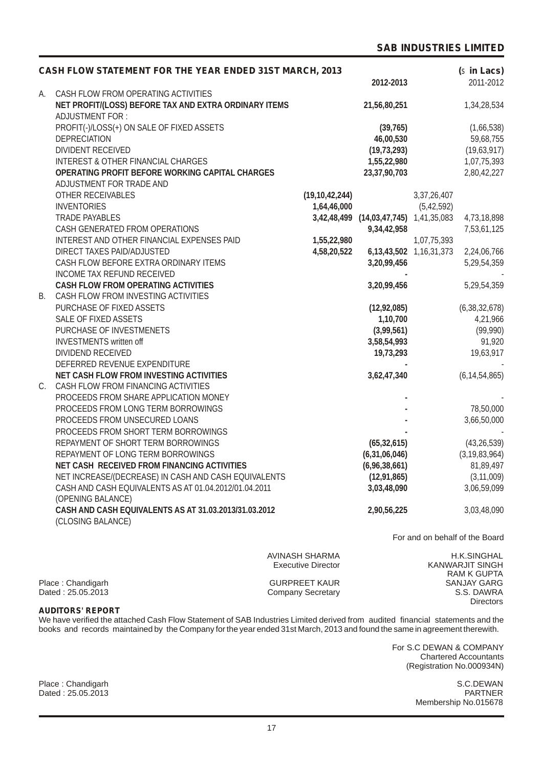## CASH FLOW STATEMENT FOR THE YEAR ENDED 31ST MARCH, 2013

(₹ in Lacs)

| | | | 2012-2013 | | 2011-2012 |
|---|---|---|---|---|---|
| A. | CASH FLOW FROM OPERATING ACTIVITIES | | | | |
| | **NET PROFIT/(LOSS) BEFORE TAX AND EXTRA ORDINARY ITEMS** | | **21,56,80,251** | | 1,34,28,534 |
| | ADJUSTMENT FOR : | | | | |
| | PROFIT(-)/LOSS(+) ON SALE OF FIXED ASSETS | | **(39,765)** | | (1,66,538) |
| | DEPRECIATION | | **46,00,530** | | 59,68,755 |
| | DIVIDENT RECEIVED | | **(19,73,293)** | | (19,63,917) |
| | INTEREST & OTHER FINANCIAL CHARGES | | **1,55,22,980** | | 1,07,75,393 |
| | **OPERATING PROFIT BEFORE WORKING CAPITAL CHARGES** | | **23,37,90,703** | | 2,80,42,227 |
| | ADJUSTMENT FOR TRADE AND | | | | |
| | OTHER RECEIVABLES | **(19,10,42,244)** | | 3,37,26,407 | |
| | INVENTORIES | **1,64,46,000** | | (5,42,592) | |
| | TRADE PAYABLES | **3,42,48,499** | **(14,03,47,745)** | 1,41,35,083 | 4,73,18,898 |
| | CASH GENERATED FROM OPERATIONS | | **9,34,42,958** | | 7,53,61,125 |
| | INTEREST AND OTHER FINANCIAL EXPENSES PAID | **1,55,22,980** | | 1,07,75,393 | |
| | DIRECT TAXES PAID/ADJUSTED | **4,58,20,522** | **6,13,43,502** | 1,16,31,373 | 2,24,06,766 |
| | CASH FLOW BEFORE EXTRA ORDINARY ITEMS | | **3,20,99,456** | | 5,29,54,359 |
| | INCOME TAX REFUND RECEIVED | | **-** | | - |
| | **CASH FLOW FROM OPERATING ACTIVITIES** | | **3,20,99,456** | | 5,29,54,359 |
| B. | CASH FLOW FROM INVESTING ACTIVITIES | | | | |
| | PURCHASE OF FIXED ASSETS | | **(12,92,085)** | | (6,38,32,678) |
| | SALE OF FIXED ASSETS | | **1,10,700** | | 4,21,966 |
| | PURCHASE OF INVESTMENETS | | **(3,99,561)** | | (99,990) |
| | INVESTMENTS written off | | **3,58,54,993** | | 91,920 |
| | DIVIDEND RECEIVED | | **19,73,293** | | 19,63,917 |
| | DEFERRED REVENUE EXPENDITURE | | **-** | | - |
| | **NET CASH FLOW FROM INVESTING ACTIVITIES** | | **3,62,47,340** | | (6,14,54,865) |
| C. | CASH FLOW FROM FINANCING ACTIVITIES | | | | |
| | PROCEEDS FROM SHARE APPLICATION MONEY | | **-** | | - |
| | PROCEEDS FROM LONG TERM BORROWINGS | | **-** | | 78,50,000 |
| | PROCEEDS FROM UNSECURED LOANS | | **-** | | 3,66,50,000 |
| | PROCEEDS FROM SHORT TERM BORROWINGS | | **-** | | - |
| | REPAYMENT OF SHORT TERM BORROWINGS | | **(65,32,615)** | | (43,26,539) |
| | REPAYMENT OF LONG TERM BORROWINGS | | **(6,31,06,046)** | | (3,19,83,964) |
| | **NET CASH RECEIVED FROM FINANCING ACTIVITIES** | | **(6,96,38,661)** | | 81,89,497 |
| | NET INCREASE/(DECREASE) IN CASH AND CASH EQUIVALENTS | | **(12,91,865)** | | (3,11,009) |
| | CASH AND CASH EQUIVALENTS AS AT 01.04.2012/01.04.2011 (OPENING BALANCE) | | **3,03,48,090** | | 3,06,59,099 |
| | **CASH AND CASH EQUIVALENTS AS AT 31.03.2013/31.03.2012** (CLOSING BALANCE) | | **2,90,56,225** | | 3,03,48,090 |

For and on behalf of the Board

AVINASH SHARMA
Executive Director

GURPREET KAUR
Company Secretary

H.K.SINGHAL
KANWARJIT SINGH
RAM K GUPTA
SANJAY GARG
S.S. DAWRA
Directors

Place : Chandigarh
Dated : 25.05.2013

**AUDITORS' REPORT**

We have verified the attached Cash Flow Statement of SAB Industries Limited derived from audited financial statements and the books and records maintained by the Company for the year ended 31st March, 2013 and found the same in agreement therewith.

For S.C DEWAN & COMPANY
Chartered Accountants
(Registration No.000934N)

Place : Chandigarh
Dated : 25.05.2013

S.C.DEWAN
PARTNER
Membership No.015678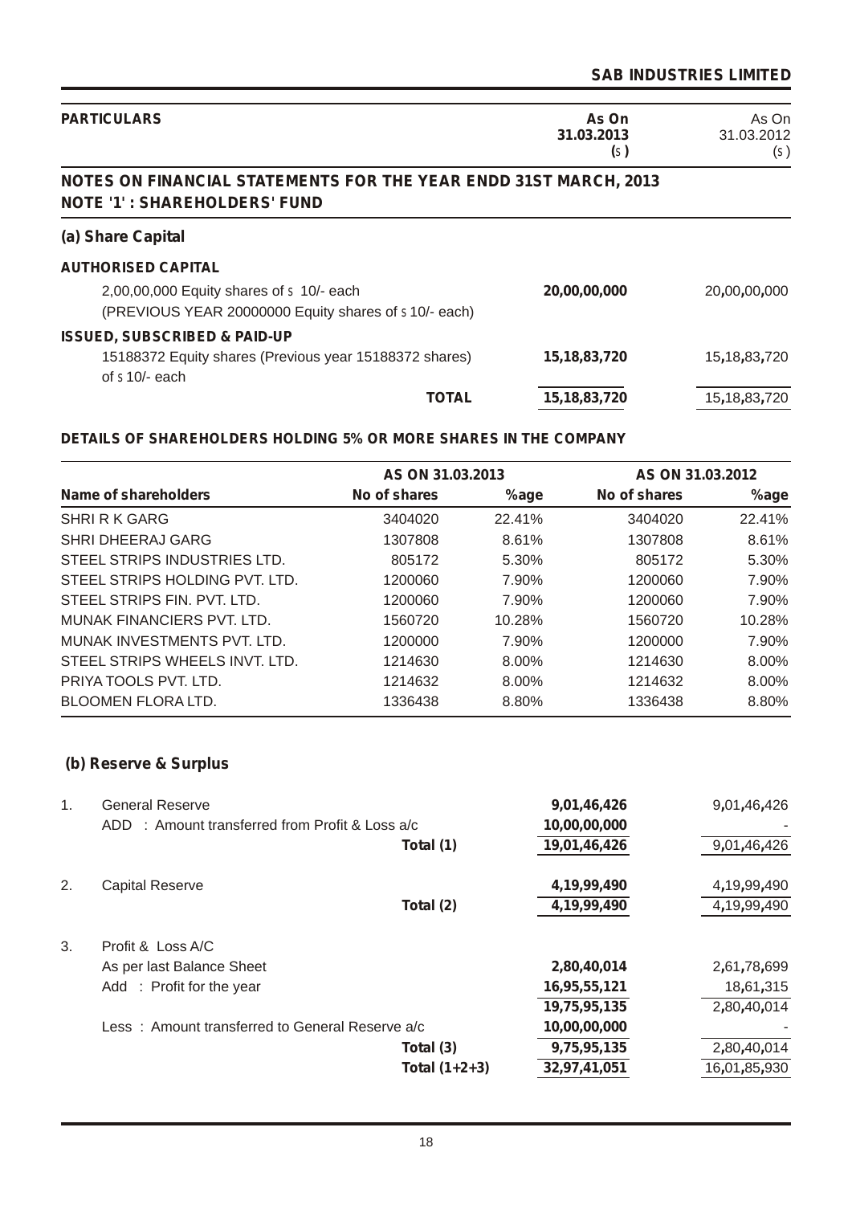| PARTICULARS | As On 31.03.2013 (₹) | As On 31.03.2012 (₹) |
|---|---|---|

## NOTES ON FINANCIAL STATEMENTS FOR THE YEAR ENDD 31ST MARCH, 2013

## NOTE '1' : SHAREHOLDERS' FUND

### (a) Share Capital

| PARTICULARS | As On 31.03.2013 (₹) | As On 31.03.2012 (₹) |
|---|---|---|
| **AUTHORISED CAPITAL** | | |
| 2,00,00,000 Equity shares of ₹ 10/- each (PREVIOUS YEAR 20000000 Equity shares of ₹ 10/- each) | **20,00,00,000** | 20,00,00,000 |
| **ISSUED, SUBSCRIBED & PAID-UP** | | |
| 15188372 Equity shares (Previous year 15188372 shares) of ₹ 10/- each | **15,18,83,720** | 15,18,83,720 |
| **TOTAL** | **15,18,83,720** | 15,18,83,720 |

**DETAILS OF SHAREHOLDERS HOLDING 5% OR MORE SHARES IN THE COMPANY**

| | AS ON 31.03.2013 | | AS ON 31.03.2012 | |
|---|---|---|---|---|
| **Name of shareholders** | **No of shares** | **%age** | **No of shares** | **%age** |
| SHRI R K GARG | 3404020 | 22.41% | 3404020 | 22.41% |
| SHRI DHEERAJ GARG | 1307808 | 8.61% | 1307808 | 8.61% |
| STEEL STRIPS INDUSTRIES LTD. | 805172 | 5.30% | 805172 | 5.30% |
| STEEL STRIPS HOLDING PVT. LTD. | 1200060 | 7.90% | 1200060 | 7.90% |
| STEEL STRIPS FIN. PVT. LTD. | 1200060 | 7.90% | 1200060 | 7.90% |
| MUNAK FINANCIERS PVT. LTD. | 1560720 | 10.28% | 1560720 | 10.28% |
| MUNAK INVESTMENTS PVT. LTD. | 1200000 | 7.90% | 1200000 | 7.90% |
| STEEL STRIPS WHEELS INVT. LTD. | 1214630 | 8.00% | 1214630 | 8.00% |
| PRIYA TOOLS PVT. LTD. | 1214632 | 8.00% | 1214632 | 8.00% |
| BLOOMEN FLORA LTD. | 1336438 | 8.80% | 1336438 | 8.80% |

### (b) Reserve & Surplus

| | | As On 31.03.2013 (₹) | As On 31.03.2012 (₹) |
|---|---|---|---|
| 1. | General Reserve | **9,01,46,426** | 9,01,46,426 |
| | ADD : Amount transferred from Profit & Loss a/c | **10,00,00,000** | - |
| | **Total (1)** | **19,01,46,426** | 9,01,46,426 |
| 2. | Capital Reserve | **4,19,99,490** | 4,19,99,490 |
| | **Total (2)** | **4,19,99,490** | 4,19,99,490 |
| 3. | Profit & Loss A/C | | |
| | As per last Balance Sheet | **2,80,40,014** | 2,61,78,699 |
| | Add : Profit for the year | **16,95,55,121** | 18,61,315 |
| | | **19,75,95,135** | 2,80,40,014 |
| | Less : Amount transferred to General Reserve a/c | **10,00,00,000** | - |
| | **Total (3)** | **9,75,95,135** | 2,80,40,014 |
| | **Total (1+2+3)** | **32,97,41,051** | 16,01,85,930 |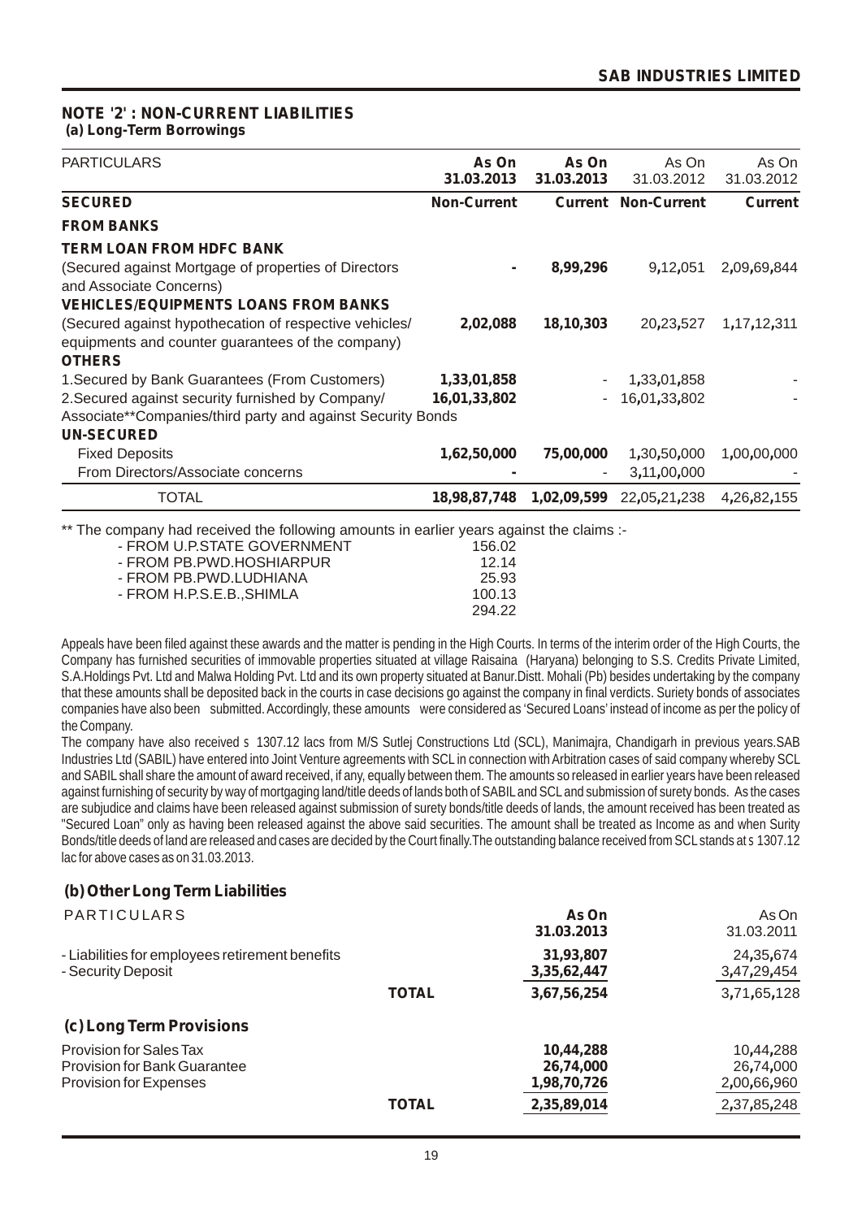## NOTE '2' : NON-CURRENT LIABILITIES

### (a) Long-Term Borrowings

| PARTICULARS | As On 31.03.2013 | As On 31.03.2013 | As On 31.03.2012 | As On 31.03.2012 |
|---|---|---|---|---|
| **SECURED** | **Non-Current** | **Current** | **Non-Current** | **Current** |
| **FROM BANKS** | | | | |
| **TERM LOAN FROM HDFC BANK** | | | | |
| (Secured against Mortgage of properties of Directors and Associate Concerns) | - | 8,99,296 | 9,12,051 | 2,09,69,844 |
| **VEHICLES/EQUIPMENTS LOANS FROM BANKS** | | | | |
| (Secured against hypothecation of respective vehicles/ equipments and counter guarantees of the company) | 2,02,088 | 18,10,303 | 20,23,527 | 1,17,12,311 |
| **OTHERS** | | | | |
| 1.Secured by Bank Guarantees (From Customers) | 1,33,01,858 | - | 1,33,01,858 | - |
| 2.Secured against security furnished by Company/ Associate**Companies/third party and against Security Bonds | 16,01,33,802 | - | 16,01,33,802 | - |
| **UN-SECURED** | | | | |
| Fixed Deposits | 1,62,50,000 | 75,00,000 | 1,30,50,000 | 1,00,00,000 |
| From Directors/Associate concerns | - | - | 3,11,00,000 | - |
| TOTAL | 18,98,87,748 | 1,02,09,599 | 22,05,21,238 | 4,26,82,155 |

** The company had received the following amounts in earlier years against the claims :-

| | |
|---|---|
| - FROM U.P.STATE GOVERNMENT | 156.02 |
| - FROM PB.PWD.HOSHIARPUR | 12.14 |
| - FROM PB.PWD.LUDHIANA | 25.93 |
| - FROM H.P.S.E.B.,SHIMLA | 100.13 |
| | 294.22 |

Appeals have been filed against these awards and the matter is pending in the High Courts. In terms of the interim order of the High Courts, the Company has furnished securities of immovable properties situated at village Raisaina (Haryana) belonging to S.S. Credits Private Limited, S.A.Holdings Pvt. Ltd and Malwa Holding Pvt. Ltd and its own property situated at Banur.Distt. Mohali (Pb) besides undertaking by the company that these amounts shall be deposited back in the courts in case decisions go against the company in final verdicts. Suriety bonds of associates companies have also been submitted. Accordingly, these amounts were considered as 'Secured Loans' instead of income as per the policy of the Company.

The company have also received ₹ 1307.12 lacs from M/S Sutlej Constructions Ltd (SCL), Manimajra, Chandigarh in previous years.SAB Industries Ltd (SABIL) have entered into Joint Venture agreements with SCL in connection with Arbitration cases of said company whereby SCL and SABIL shall share the amount of award received, if any, equally between them. The amounts so released in earlier years have been released against furnishing of security by way of mortgaging land/title deeds of lands both of SABIL and SCL and submission of surety bonds. As the cases are subjudice and claims have been released against submission of surety bonds/title deeds of lands, the amount received has been treated as "Secured Loan" only as having been released against the above said securities. The amount shall be treated as Income as and when Surity Bonds/title deeds of land are released and cases are decided by the Court finally.The outstanding balance received from SCL stands at ₹ 1307.12 lac for above cases as on 31.03.2013.

### (b) Other Long Term Liabilities

| PARTICULARS | | As On 31.03.2013 | As On 31.03.2011 |
|---|---|---|---|
| - Liabilities for employees retirement benefits | | 31,93,807 | 24,35,674 |
| - Security Deposit | | 3,35,62,447 | 3,47,29,454 |
| | **TOTAL** | 3,67,56,254 | 3,71,65,128 |

### (c) Long Term Provisions

| | | | |
|---|---|---|---|
| Provision for Sales Tax | | 10,44,288 | 10,44,288 |
| Provision for Bank Guarantee | | 26,74,000 | 26,74,000 |
| Provision for Expenses | | 1,98,70,726 | 2,00,66,960 |
| | **TOTAL** | 2,35,89,014 | 2,37,85,248 |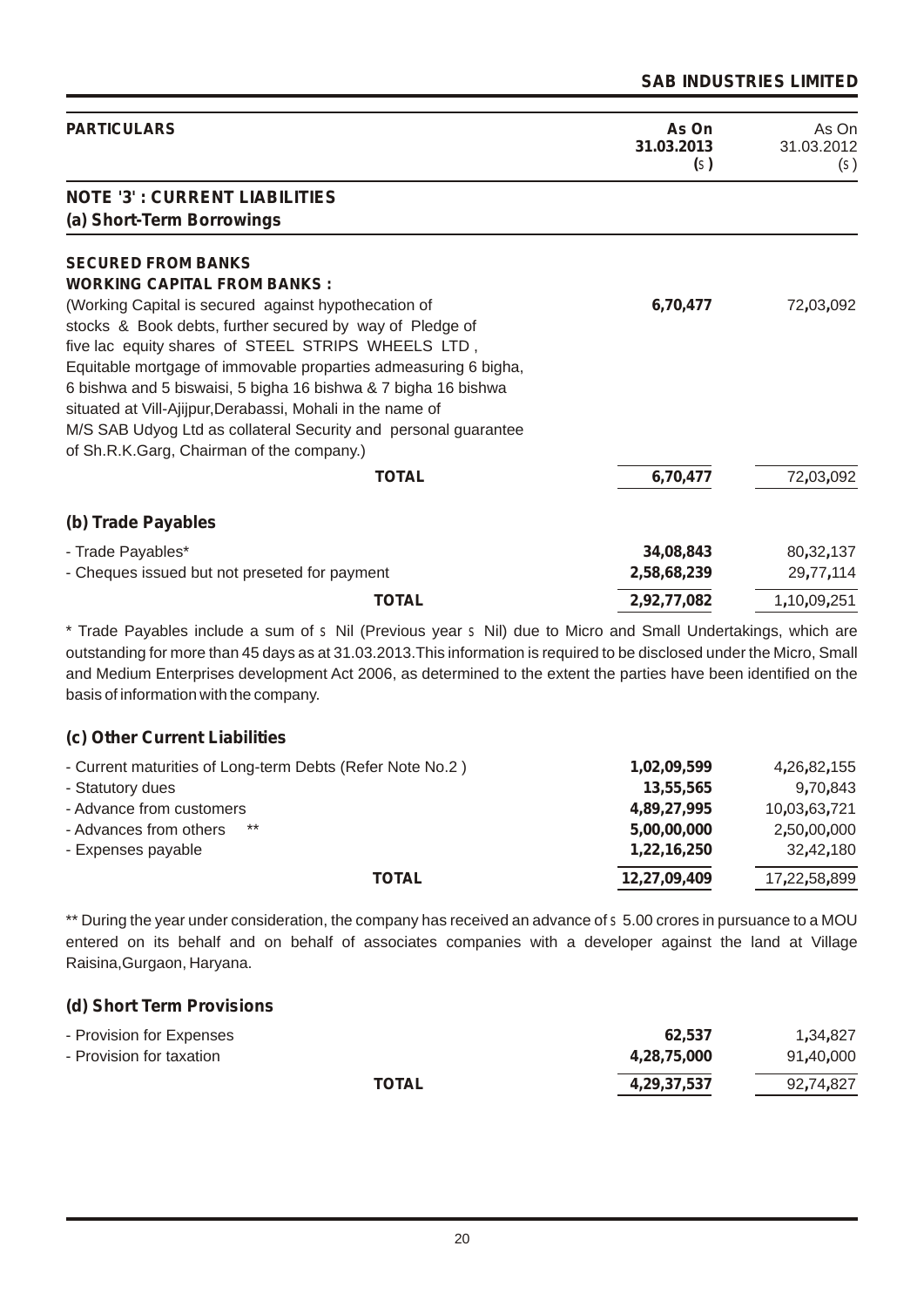| PARTICULARS | As On 31.03.2013 (₹) | As On 31.03.2012 (₹) |
|---|---|---|
| **NOTE '3' : CURRENT LIABILITIES** | | |
| **(a) Short-Term Borrowings** | | |
| **SECURED FROM BANKS** | | |
| **WORKING CAPITAL FROM BANKS :** | | |
| (Working Capital is secured against hypothecation of stocks & Book debts, further secured by way of Pledge of five lac equity shares of STEEL STRIPS WHEELS LTD , Equitable mortgage of immovable properties admeasuring 6 bigha, 6 bishwa and 5 biswaisi, 5 bigha 16 bishwa & 7 bigha 16 bishwa situated at Vill-Ajijpur,Derabassi, Mohali in the name of M/S SAB Udyog Ltd as collateral Security and personal guarantee of Sh.R.K.Garg, Chairman of the company.) | **6,70,477** | 72,03,092 |
| **TOTAL** | **6,70,477** | 72,03,092 |
| **(b) Trade Payables** | | |
| - Trade Payables* | **34,08,843** | 80,32,137 |
| - Cheques issued but not preseted for payment | **2,58,68,239** | 29,77,114 |
| **TOTAL** | **2,92,77,082** | 1,10,09,251 |

\* Trade Payables include a sum of ₹ Nil (Previous year ₹ Nil) due to Micro and Small Undertakings, which are outstanding for more than 45 days as at 31.03.2013.This information is required to be disclosed under the Micro, Small and Medium Enterprises development Act 2006, as determined to the extent the parties have been identified on the basis of information with the company.

| | As On 31.03.2013 (₹) | As On 31.03.2012 (₹) |
|---|---|---|
| **(c) Other Current Liabilities** | | |
| - Current maturities of Long-term Debts (Refer Note No.2 ) | **1,02,09,599** | 4,26,82,155 |
| - Statutory dues | **13,55,565** | 9,70,843 |
| - Advance from customers | **4,89,27,995** | 10,03,63,721 |
| - Advances from others ** | **5,00,00,000** | 2,50,00,000 |
| - Expenses payable | **1,22,16,250** | 32,42,180 |
| **TOTAL** | **12,27,09,409** | 17,22,58,899 |

** During the year under consideration, the company has received an advance of ₹ 5.00 crores in pursuance to a MOU entered on its behalf and on behalf of associates companies with a developer against the land at Village Raisina,Gurgaon, Haryana.

| | As On 31.03.2013 (₹) | As On 31.03.2012 (₹) |
|---|---|---|
| **(d) Short Term Provisions** | | |
| - Provision for Expenses | **62,537** | 1,34,827 |
| - Provision for taxation | **4,28,75,000** | 91,40,000 |
| **TOTAL** | **4,29,37,537** | 92,74,827 |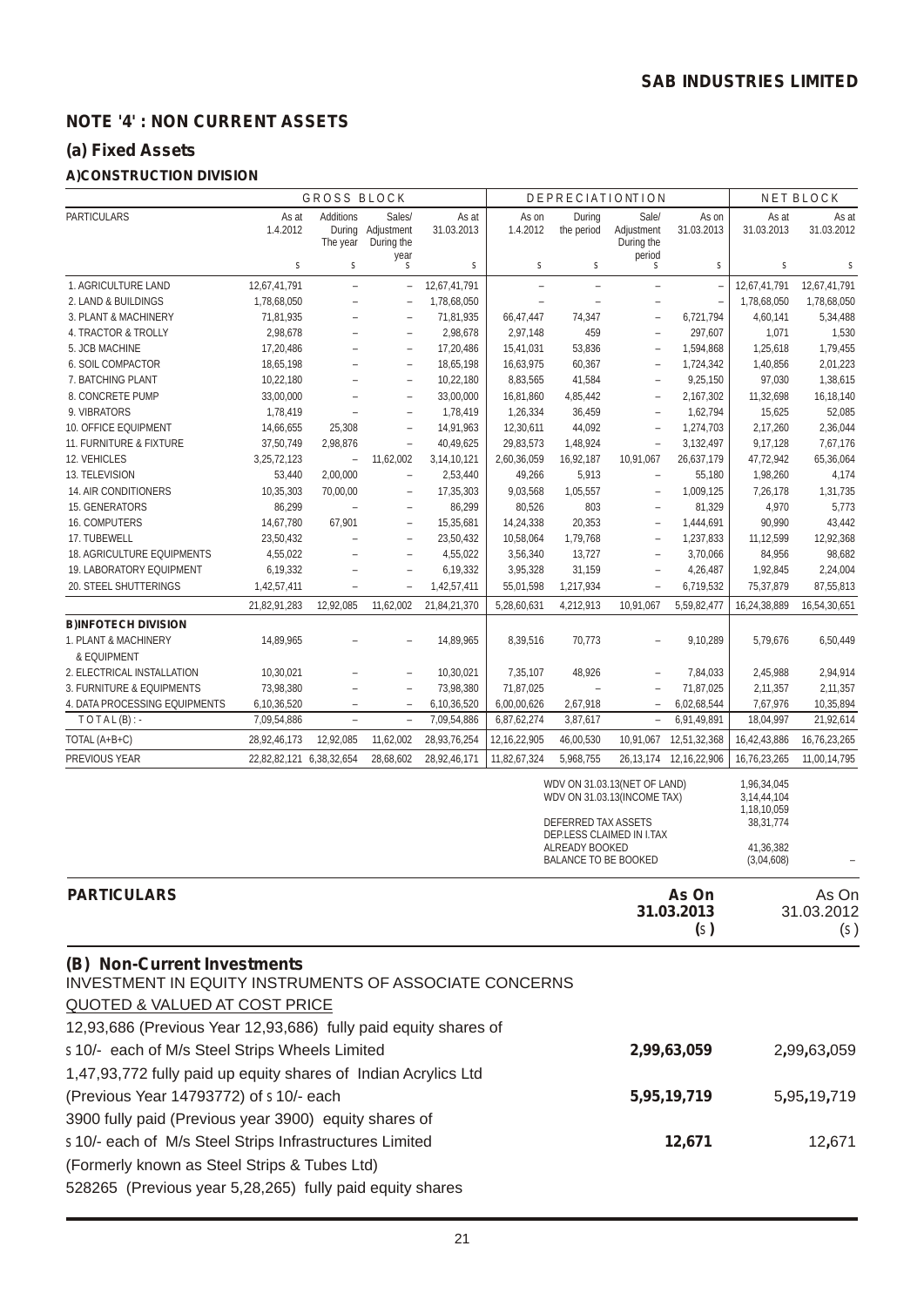## NOTE '4' : NON CURRENT ASSETS

### (a) Fixed Assets

#### A)CONSTRUCTION DIVISION

| PARTICULARS | GROSS BLOCK | | | | DEPRECIATIONTION | | | | NET BLOCK | |
|---|---|---|---|---|---|---|---|---|---|---|
| | As at 1.4.2012 | Additions During The year | Sales/ Adjustment During the year | As at 31.03.2013 | As on 1.4.2012 | During the period | Sale/ Adjustment During the period | As on 31.03.2013 | As at 31.03.2013 | As at 31.03.2012 |
| | ` | ` | ` | ` | ` | ` | ` | ` | ` | ` |
| 1. AGRICULTURE LAND | 12,67,41,791 | – | – | 12,67,41,791 | – | – | – | – | 12,67,41,791 | 12,67,41,791 |
| 2. LAND & BUILDINGS | 1,78,68,050 | – | – | 1,78,68,050 | – | – | – | – | 1,78,68,050 | 1,78,68,050 |
| 3. PLANT & MACHINERY | 71,81,935 | – | – | 71,81,935 | 66,47,447 | 74,347 | – | 6,721,794 | 4,60,141 | 5,34,488 |
| 4. TRACTOR & TROLLY | 2,98,678 | – | – | 2,98,678 | 2,97,148 | 459 | – | 297,607 | 1,071 | 1,530 |
| 5. JCB MACHINE | 17,20,486 | – | – | 17,20,486 | 15,41,031 | 53,836 | – | 1,594,868 | 1,25,618 | 1,79,455 |
| 6. SOIL COMPACTOR | 18,65,198 | – | – | 18,65,198 | 16,63,975 | 60,367 | – | 1,724,342 | 1,40,856 | 2,01,223 |
| 7. BATCHING PLANT | 10,22,180 | – | – | 10,22,180 | 8,83,565 | 41,584 | – | 9,25,150 | 97,030 | 1,38,615 |
| 8. CONCRETE PUMP | 33,00,000 | – | – | 33,00,000 | 16,81,860 | 4,85,442 | – | 2,167,302 | 11,32,698 | 16,18,140 |
| 9. VIBRATORS | 1,78,419 | – | – | 1,78,419 | 1,26,334 | 36,459 | – | 1,62,794 | 15,625 | 52,085 |
| 10. OFFICE EQUIPMENT | 14,66,655 | 25,308 | – | 14,91,963 | 12,30,611 | 44,092 | – | 1,274,703 | 2,17,260 | 2,36,044 |
| 11. FURNITURE & FIXTURE | 37,50,749 | 2,98,876 | – | 40,49,625 | 29,83,573 | 1,48,924 | – | 3,132,497 | 9,17,128 | 7,67,176 |
| 12. VEHICLES | 3,25,72,123 | – | 11,62,002 | 3,14,10,121 | 2,60,36,059 | 16,92,187 | 10,91,067 | 26,637,179 | 47,72,942 | 65,36,064 |
| 13. TELEVISION | 53,440 | 2,00,000 | – | 2,53,440 | 49,266 | 5,913 | – | 55,180 | 1,98,260 | 4,174 |
| 14. AIR CONDITIONERS | 10,35,303 | 70,00,00 | – | 17,35,303 | 9,03,568 | 1,05,557 | – | 1,009,125 | 7,26,178 | 1,31,735 |
| 15. GENERATORS | 86,299 | – | – | 86,299 | 80,526 | 803 | – | 81,329 | 4,970 | 5,773 |
| 16. COMPUTERS | 14,67,780 | 67,901 | – | 15,35,681 | 14,24,338 | 20,353 | – | 1,444,691 | 90,990 | 43,442 |
| 17. TUBEWELL | 23,50,432 | – | – | 23,50,432 | 10,58,064 | 1,79,768 | – | 1,237,833 | 11,12,599 | 12,92,368 |
| 18. AGRICULTURE EQUIPMENTS | 4,55,022 | – | – | 4,55,022 | 3,56,340 | 13,727 | – | 3,70,066 | 84,956 | 98,682 |
| 19. LABORATORY EQUIPMENT | 6,19,332 | – | – | 6,19,332 | 3,95,328 | 31,159 | – | 4,26,487 | 1,92,845 | 2,24,004 |
| 20. STEEL SHUTTERINGS | 1,42,57,411 | – | – | 1,42,57,411 | 55,01,598 | 1,217,934 | – | 6,719,532 | 75,37,879 | 87,55,813 |
| | 21,82,91,283 | 12,92,085 | 11,62,002 | 21,84,21,370 | 5,28,60,631 | 4,212,913 | 10,91,067 | 5,59,82,477 | 16,24,38,889 | 16,54,30,651 |
| **B)INFOTECH DIVISION** | | | | | | | | | | |
| 1. PLANT & MACHINERY & EQUIPMENT | 14,89,965 | – | – | 14,89,965 | 8,39,516 | 70,773 | – | 9,10,289 | 5,79,676 | 6,50,449 |
| 2. ELECTRICAL INSTALLATION | 10,30,021 | – | – | 10,30,021 | 7,35,107 | 48,926 | – | 7,84,033 | 2,45,988 | 2,94,914 |
| 3. FURNITURE & EQUIPMENTS | 73,98,380 | – | – | 73,98,380 | 71,87,025 | – | – | 71,87,025 | 2,11,357 | 2,11,357 |
| 4. DATA PROCESSING EQUIPMENTS | 6,10,36,520 | – | – | 6,10,36,520 | 6,00,00,626 | 2,67,918 | – | 6,02,68,544 | 7,67,976 | 10,35,894 |
| TOTAL(B):- | 7,09,54,886 | – | – | 7,09,54,886 | 6,87,62,274 | 3,87,617 | – | 6,91,49,891 | 18,04,997 | 21,92,614 |
| TOTAL (A+B+C) | 28,92,46,173 | 12,92,085 | 11,62,002 | 28,93,76,254 | 12,16,22,905 | 46,00,530 | 10,91,067 | 12,51,32,368 | 16,42,43,886 | 16,76,23,265 |
| PREVIOUS YEAR | 22,82,82,121 | 6,38,32,654 | 28,68,602 | 28,92,46,171 | 11,82,67,324 | 5,968,755 | 26,13,174 | 12,16,22,906 | 16,76,23,265 | 11,00,14,795 |

| | |
|---|---|
| WDV ON 31.03.13(NET OF LAND) | 1,96,34,045 |
| WDV ON 31.03.13(INCOME TAX) | 3,14,44,104 |
| | 1,18,10,059 |
| DEFERRED TAX ASSETS | 38,31,774 |
| DEP.LESS CLAIMED IN I.TAX ALREADY BOOKED | 41,36,382 |
| BALANCE TO BE BOOKED | (3,04,608) |

| PARTICULARS | As On 31.03.2013 (`) | As On 31.03.2012 (`) |
|---|---|---|
| **(B) Non-Current Investments** | | |
| INVESTMENT IN EQUITY INSTRUMENTS OF ASSOCIATE CONCERNS | | |
| QUOTED & VALUED AT COST PRICE | | |
| 12,93,686 (Previous Year 12,93,686) fully paid equity shares of ` 10/- each of M/s Steel Strips Wheels Limited | **2,99,63,059** | 2,99,63,059 |
| 1,47,93,772 fully paid up equity shares of Indian Acrylics Ltd (Previous Year 14793772) of ` 10/- each | **5,95,19,719** | 5,95,19,719 |
| 3900 fully paid (Previous year 3900) equity shares of ` 10/- each of M/s Steel Strips Infrastructures Limited (Formerly known as Steel Strips & Tubes Ltd) | **12,671** | 12,671 |
| 528265 (Previous year 5,28,265) fully paid equity shares | | |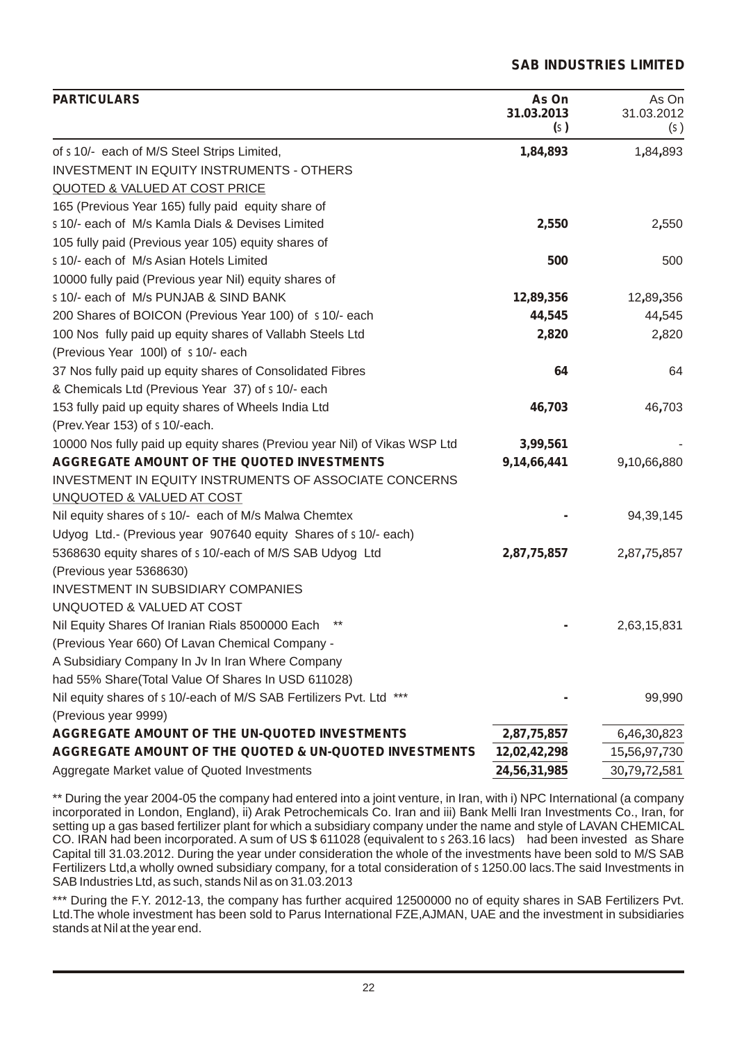| PARTICULARS | As On 31.03.2013 (₹) | As On 31.03.2012 (₹) |
|---|---|---|
| of ₹ 10/- each of M/S Steel Strips Limited, | **1,84,893** | 1,84,893 |
| INVESTMENT IN EQUITY INSTRUMENTS - OTHERS | | |
| QUOTED & VALUED AT COST PRICE | | |
| 165 (Previous Year 165) fully paid equity share of ₹ 10/- each of M/s Kamla Dials & Devises Limited | **2,550** | 2,550 |
| 105 fully paid (Previous year 105) equity shares of ₹ 10/- each of M/s Asian Hotels Limited | **500** | 500 |
| 10000 fully paid (Previous year Nil) equity shares of ₹ 10/- each of M/s PUNJAB & SIND BANK | **12,89,356** | 12,89,356 |
| 200 Shares of BOICON (Previous Year 100) of ₹ 10/- each | **44,545** | 44,545 |
| 100 Nos fully paid up equity shares of Vallabh Steels Ltd (Previous Year 100l) of ₹ 10/- each | **2,820** | 2,820 |
| 37 Nos fully paid up equity shares of Consolidated Fibres & Chemicals Ltd (Previous Year 37) of ₹ 10/- each | **64** | 64 |
| 153 fully paid up equity shares of Wheels India Ltd (Prev.Year 153) of ₹ 10/-each. | **46,703** | 46,703 |
| 10000 Nos fully paid up equity shares (Previou year Nil) of Vikas WSP Ltd | **3,99,561** | - |
| **AGGREGATE AMOUNT OF THE QUOTED INVESTMENTS** | **9,14,66,441** | 9,10,66,880 |
| INVESTMENT IN EQUITY INSTRUMENTS OF ASSOCIATE CONCERNS | | |
| UNQUOTED & VALUED AT COST | | |
| Nil equity shares of ₹ 10/- each of M/s Malwa Chemtex Udyog Ltd.- (Previous year 907640 equity Shares of ₹ 10/- each) | **-** | 94,39,145 |
| 5368630 equity shares of ₹ 10/-each of M/S SAB Udyog Ltd (Previous year 5368630) | **2,87,75,857** | 2,87,75,857 |
| INVESTMENT IN SUBSIDIARY COMPANIES | | |
| UNQUOTED & VALUED AT COST | | |
| Nil Equity Shares Of Iranian Rials 8500000 Each ** (Previous Year 660) Of Lavan Chemical Company - A Subsidiary Company In Jv In Iran Where Company had 55% Share(Total Value Of Shares In USD 611028) | **-** | 2,63,15,831 |
| Nil equity shares of ₹ 10/-each of M/S SAB Fertilizers Pvt. Ltd *** (Previous year 9999) | **-** | 99,990 |
| **AGGREGATE AMOUNT OF THE UN-QUOTED INVESTMENTS** | **2,87,75,857** | 6,46,30,823 |
| **AGGREGATE AMOUNT OF THE QUOTED & UN-QUOTED INVESTMENTS** | **12,02,42,298** | 15,56,97,730 |
| Aggregate Market value of Quoted Investments | **24,56,31,985** | 30,79,72,581 |

** During the year 2004-05 the company had entered into a joint venture, in Iran, with i) NPC International (a company incorporated in London, England), ii) Arak Petrochemicals Co. Iran and iii) Bank Melli Iran Investments Co., Iran, for setting up a gas based fertilizer plant for which a subsidiary company under the name and style of LAVAN CHEMICAL CO. IRAN had been incorporated. A sum of US $ 611028 (equivalent to ₹ 263.16 lacs) had been invested as Share Capital till 31.03.2012. During the year under consideration the whole of the investments have been sold to M/S SAB Fertilizers Ltd,a wholly owned subsidiary company, for a total consideration of ₹ 1250.00 lacs.The said Investments in SAB Industries Ltd, as such, stands Nil as on 31.03.2013

*** During the F.Y. 2012-13, the company has further acquired 12500000 no of equity shares in SAB Fertilizers Pvt. Ltd.The whole investment has been sold to Parus International FZE,AJMAN, UAE and the investment in subsidiaries stands at Nil at the year end.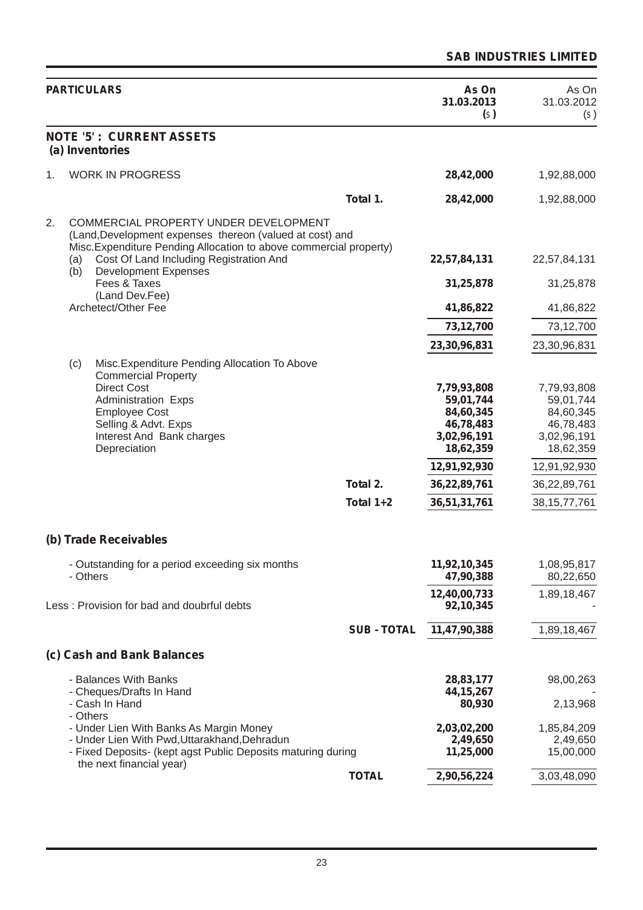| PARTICULARS | | As On 31.03.2013 (₹) | As On 31.03.2012 (₹) |
|---|---|---|---|
| **NOTE '5' : CURRENT ASSETS** | | | |
| **(a) Inventories** | | | |
| 1. WORK IN PROGRESS | | **28,42,000** | 1,92,88,000 |
| | **Total 1.** | **28,42,000** | 1,92,88,000 |
| 2. COMMERCIAL PROPERTY UNDER DEVELOPMENT (Land,Development expenses thereon (valued at cost) and Misc.Expenditure Pending Allocation to above commercial property) | | | |
| (a) Cost Of Land Including Registration And | | **22,57,84,131** | 22,57,84,131 |
| (b) Development Expenses | | | |
| Fees & Taxes (Land Dev.Fee) | | **31,25,878** | 31,25,878 |
| Archetect/Other Fee | | **41,86,822** | 41,86,822 |
| | | **73,12,700** | 73,12,700 |
| | | **23,30,96,831** | 23,30,96,831 |
| (c) Misc.Expenditure Pending Allocation To Above Commercial Property | | | |
| Direct Cost | | **7,79,93,808** | 7,79,93,808 |
| Administration Exps | | **59,01,744** | 59,01,744 |
| Employee Cost | | **84,60,345** | 84,60,345 |
| Selling & Advt. Exps | | **46,78,483** | 46,78,483 |
| Interest And Bank charges | | **3,02,96,191** | 3,02,96,191 |
| Depreciation | | **18,62,359** | 18,62,359 |
| | | **12,91,92,930** | 12,91,92,930 |
| | **Total 2.** | **36,22,89,761** | 36,22,89,761 |
| | **Total 1+2** | **36,51,31,761** | 38,15,77,761 |
| **(b) Trade Receivables** | | | |
| - Outstanding for a period exceeding six months | | **11,92,10,345** | 1,08,95,817 |
| - Others | | **47,90,388** | 80,22,650 |
| | | **12,40,00,733** | 1,89,18,467 |
| Less : Provision for bad and doubrful debts | | **92,10,345** | - |
| | **SUB - TOTAL** | **11,47,90,388** | 1,89,18,467 |
| **(c) Cash and Bank Balances** | | | |
| - Balances With Banks | | **28,83,177** | 98,00,263 |
| - Cheques/Drafts In Hand | | **44,15,267** | - |
| - Cash In Hand | | **80,930** | 2,13,968 |
| - Others | | | |
| - Under Lien With Banks As Margin Money | | **2,03,02,200** | 1,85,84,209 |
| - Under Lien With Pwd,Uttarakhand,Dehradun | | **2,49,650** | 2,49,650 |
| - Fixed Deposits- (kept agst Public Deposits maturing during the next financial year) | | **11,25,000** | 15,00,000 |
| | **TOTAL** | **2,90,56,224** | 3,03,48,090 |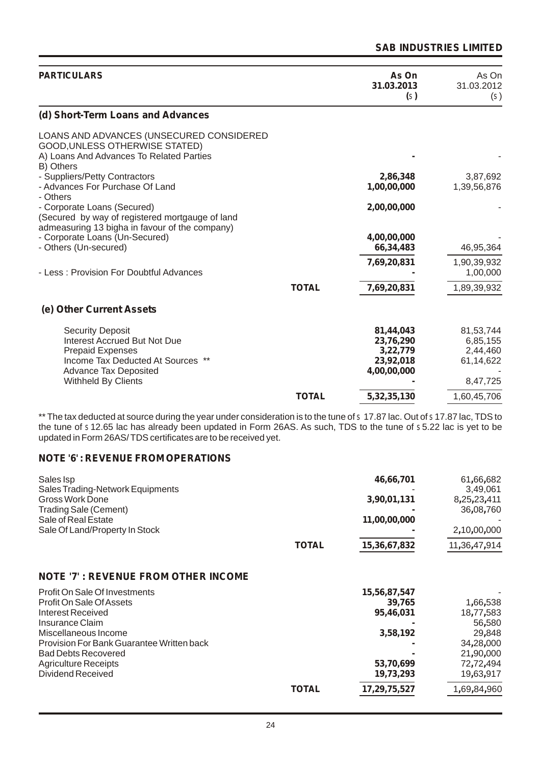| PARTICULARS | | As On 31.03.2013 (₹) | As On 31.03.2012 (₹) |
|---|---|---|---|
| **(d) Short-Term Loans and Advances** | | | |
| LOANS AND ADVANCES (UNSECURED CONSIDERED GOOD,UNLESS OTHERWISE STATED) | | | |
| A) Loans And Advances To Related Parties | | - | - |
| B) Others | | | |
| - Suppliers/Petty Contractors | | 2,86,348 | 3,87,692 |
| - Advances For Purchase Of Land | | 1,00,00,000 | 1,39,56,876 |
| - Others | | | |
| - Corporate Loans (Secured) (Secured by way of registered mortgauge of land admeasuring 13 bigha in favour of the company) | | 2,00,00,000 | - |
| - Corporate Loans (Un-Secured) | | 4,00,00,000 | - |
| - Others (Un-secured) | | 66,34,483 | 46,95,364 |
| | | 7,69,20,831 | 1,90,39,932 |
| - Less : Provision For Doubtful Advances | | - | 1,00,000 |
| | **TOTAL** | 7,69,20,831 | 1,89,39,932 |
| **(e) Other Current Assets** | | | |
| Security Deposit | | 81,44,043 | 81,53,744 |
| Interest Accrued But Not Due | | 23,76,290 | 6,85,155 |
| Prepaid Expenses | | 3,22,779 | 2,44,460 |
| Income Tax Deducted At Sources ** | | 23,92,018 | 61,14,622 |
| Advance Tax Deposited | | 4,00,00,000 | - |
| Withheld By Clients | | - | 8,47,725 |
| | **TOTAL** | 5,32,35,130 | 1,60,45,706 |

** The tax deducted at source during the year under consideration is to the tune of ₹ 17.87 lac. Out of ₹ 17.87 lac, TDS to the tune of ₹ 12.65 lac has already been updated in Form 26AS. As such, TDS to the tune of ₹ 5.22 lac is yet to be updated in Form 26AS/ TDS certificates are to be received yet.

## NOTE '6' : REVENUE FROM OPERATIONS

| | | As On 31.03.2013 (₹) | As On 31.03.2012 (₹) |
|---|---|---|---|
| Sales Isp | | 46,66,701 | 61,66,682 |
| Sales Trading-Network Equipments | | - | 3,49,061 |
| Gross Work Done | | 3,90,01,131 | 8,25,23,411 |
| Trading Sale (Cement) | | - | 36,08,760 |
| Sale of Real Estate | | 11,00,00,000 | - |
| Sale Of Land/Property In Stock | | - | 2,10,00,000 |
| | **TOTAL** | 15,36,67,832 | 11,36,47,914 |

## NOTE '7' : REVENUE FROM OTHER INCOME

| | | As On 31.03.2013 (₹) | As On 31.03.2012 (₹) |
|---|---|---|---|
| Profit On Sale Of Investments | | 15,56,87,547 | - |
| Profit On Sale Of Assets | | 39,765 | 1,66,538 |
| Interest Received | | 95,46,031 | 18,77,583 |
| Insurance Claim | | - | 56,580 |
| Miscellaneous Income | | 3,58,192 | 29,848 |
| Provision For Bank Guarantee Written back | | - | 34,28,000 |
| Bad Debts Recovered | | - | 21,90,000 |
| Agriculture Receipts | | 53,70,699 | 72,72,494 |
| Dividend Received | | 19,73,293 | 19,63,917 |
| | **TOTAL** | 17,29,75,527 | 1,69,84,960 |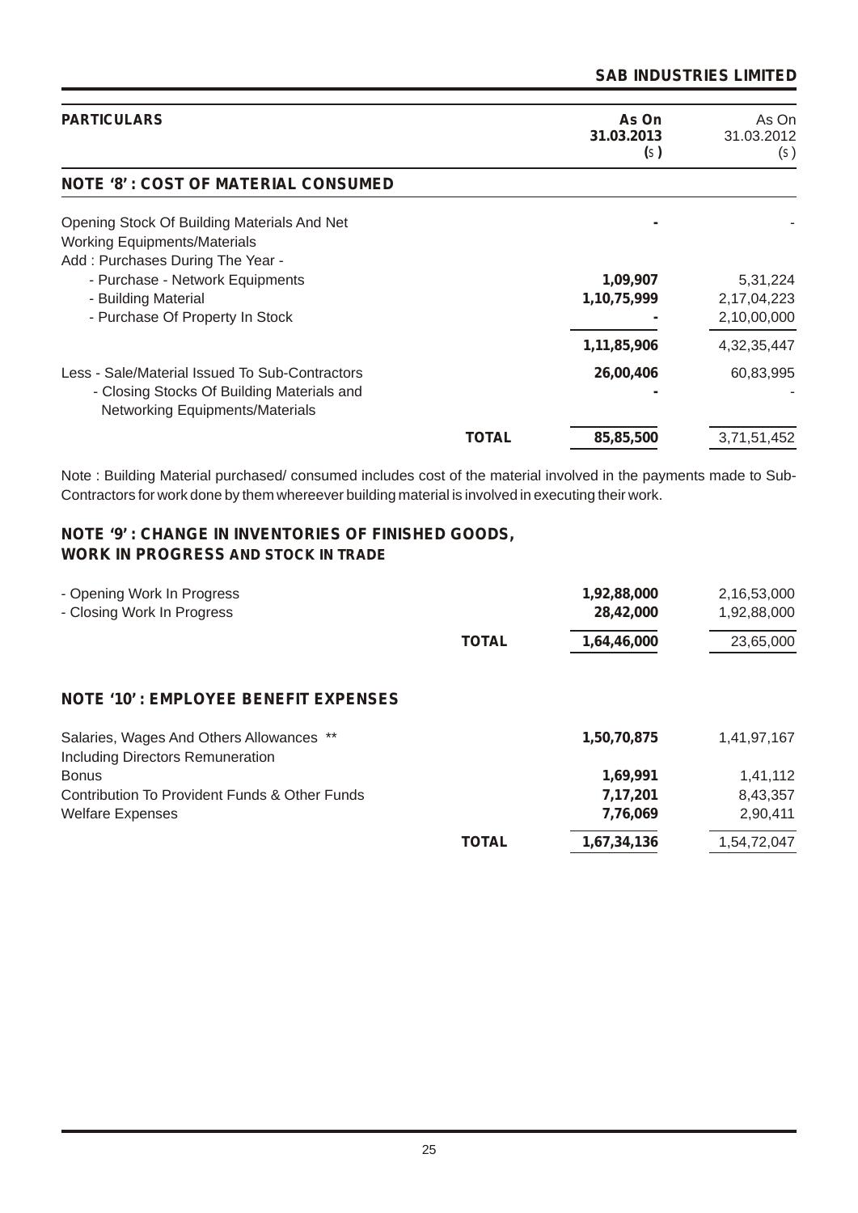| PARTICULARS | | As On 31.03.2013 (`) | As On 31.03.2012 (`) |
|---|---|---|---|
| **NOTE '8' : COST OF MATERIAL CONSUMED** | | | |
| Opening Stock Of Building Materials And Net Working Equipments/Materials | | - | - |
| Add : Purchases During The Year - | | | |
| - Purchase - Network Equipments | | 1,09,907 | 5,31,224 |
| - Building Material | | 1,10,75,999 | 2,17,04,223 |
| - Purchase Of Property In Stock | | - | 2,10,00,000 |
| | | 1,11,85,906 | 4,32,35,447 |
| Less - Sale/Material Issued To Sub-Contractors | | 26,00,406 | 60,83,995 |
| - Closing Stocks Of Building Materials and Networking Equipments/Materials | | - | - |
| | **TOTAL** | 85,85,500 | 3,71,51,452 |

Note : Building Material purchased/ consumed includes cost of the material involved in the payments made to Sub-Contractors for work done by them whereever building material is involved in executing their work.

**NOTE '9' : CHANGE IN INVENTORIES OF FINISHED GOODS, WORK IN PROGRESS AND STOCK IN TRADE**

| | | As On 31.03.2013 | As On 31.03.2012 |
|---|---|---|---|
| - Opening Work In Progress | | 1,92,88,000 | 2,16,53,000 |
| - Closing Work In Progress | | 28,42,000 | 1,92,88,000 |
| | **TOTAL** | 1,64,46,000 | 23,65,000 |

**NOTE '10' : EMPLOYEE BENEFIT EXPENSES**

| | | As On 31.03.2013 | As On 31.03.2012 |
|---|---|---|---|
| Salaries, Wages And Others Allowances ** Including Directors Remuneration | | 1,50,70,875 | 1,41,97,167 |
| Bonus | | 1,69,991 | 1,41,112 |
| Contribution To Provident Funds & Other Funds | | 7,17,201 | 8,43,357 |
| Welfare Expenses | | 7,76,069 | 2,90,411 |
| | **TOTAL** | 1,67,34,136 | 1,54,72,047 |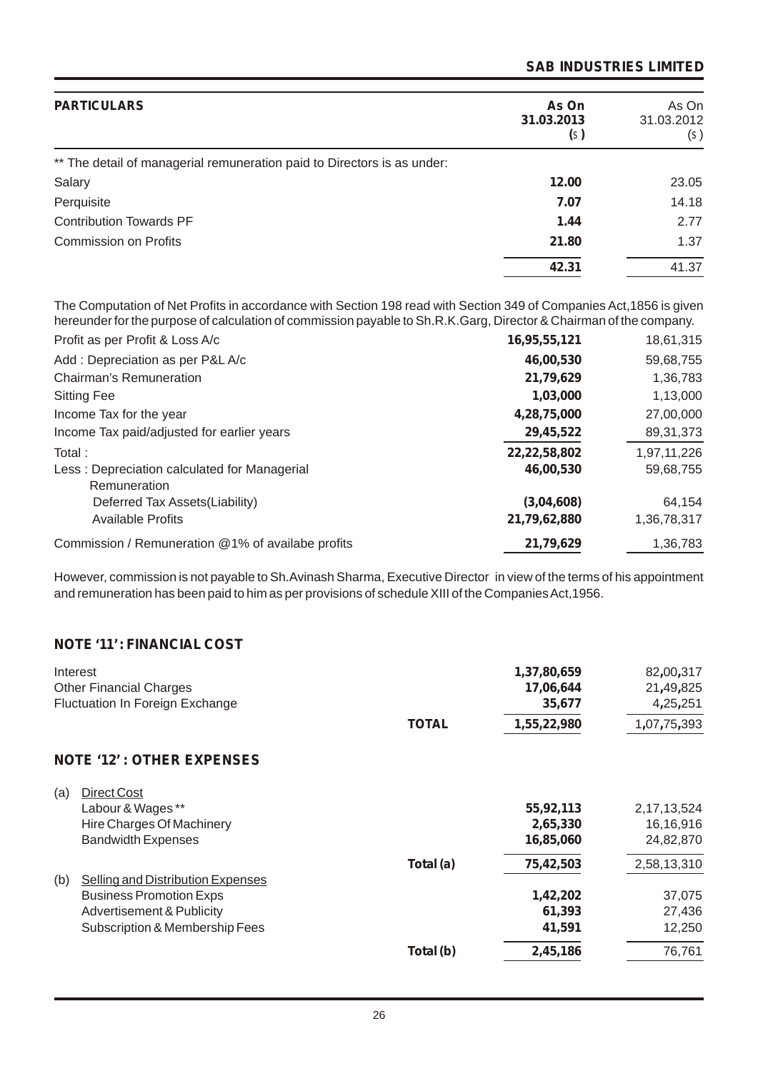| PARTICULARS | As On 31.03.2013 (₹) | As On 31.03.2012 (₹) |
|---|---|---|
| ** The detail of managerial remuneration paid to Directors is as under: | | |
| Salary | **12.00** | 23.05 |
| Perquisite | **7.07** | 14.18 |
| Contribution Towards PF | **1.44** | 2.77 |
| Commission on Profits | **21.80** | 1.37 |
| | **42.31** | 41.37 |

The Computation of Net Profits in accordance with Section 198 read with Section 349 of Companies Act,1856 is given hereunder for the purpose of calculation of commission payable to Sh.R.K.Garg, Director & Chairman of the company.

| | 31.03.2013 | 31.03.2012 |
|---|---|---|
| Profit as per Profit & Loss A/c | **16,95,55,121** | 18,61,315 |
| Add : Depreciation as per P&L A/c | **46,00,530** | 59,68,755 |
| Chairman's Remuneration | **21,79,629** | 1,36,783 |
| Sitting Fee | **1,03,000** | 1,13,000 |
| Income Tax for the year | **4,28,75,000** | 27,00,000 |
| Income Tax paid/adjusted for earlier years | **29,45,522** | 89,31,373 |
| Total : | **22,22,58,802** | 1,97,11,226 |
| Less : Depreciation calculated for Managerial Remuneration | **46,00,530** | 59,68,755 |
| Deferred Tax Assets(Liability) | **(3,04,608)** | 64,154 |
| Available Profits | **21,79,62,880** | 1,36,78,317 |
| Commission / Remuneration @1% of availabe profits | **21,79,629** | 1,36,783 |

However, commission is not payable to Sh.Avinash Sharma, Executive Director in view of the terms of his appointment and remuneration has been paid to him as per provisions of schedule XIII of the Companies Act,1956.

## NOTE '11': FINANCIAL COST

| | | 31.03.2013 | 31.03.2012 |
|---|---|---|---|
| Interest | | **1,37,80,659** | 82,00,317 |
| Other Financial Charges | | **17,06,644** | 21,49,825 |
| Fluctuation In Foreign Exchange | | **35,677** | 4,25,251 |
| | **TOTAL** | **1,55,22,980** | 1,07,75,393 |

## NOTE '12' : OTHER EXPENSES

| | | | 31.03.2013 | 31.03.2012 |
|---|---|---|---|---|
| (a) | Direct Cost | | | |
| | Labour & Wages ** | | **55,92,113** | 2,17,13,524 |
| | Hire Charges Of Machinery | | **2,65,330** | 16,16,916 |
| | Bandwidth Expenses | | **16,85,060** | 24,82,870 |
| | | **Total (a)** | **75,42,503** | 2,58,13,310 |
| (b) | Selling and Distribution Expenses | | | |
| | Business Promotion Exps | | **1,42,202** | 37,075 |
| | Advertisement & Publicity | | **61,393** | 27,436 |
| | Subscription & Membership Fees | | **41,591** | 12,250 |
| | | **Total (b)** | **2,45,186** | 76,761 |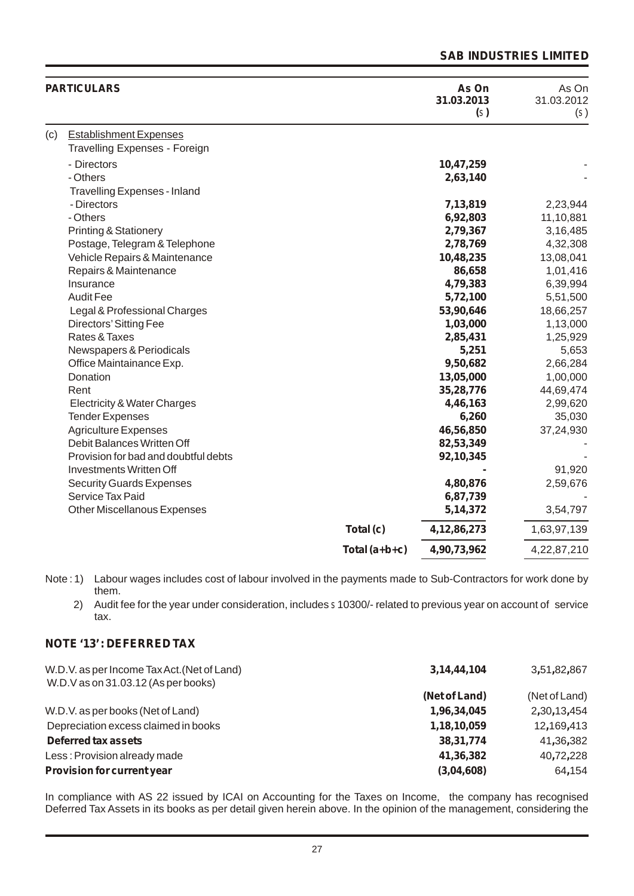| PARTICULARS | | As On 31.03.2013 (₹) | As On 31.03.2012 (₹) |
|---|---|---|---|
| (c) Establishment Expenses | | | |
| Travelling Expenses - Foreign | | | |
| - Directors | | 10,47,259 | - |
| - Others | | 2,63,140 | - |
| Travelling Expenses - Inland | | | |
| - Directors | | 7,13,819 | 2,23,944 |
| - Others | | 6,92,803 | 11,10,881 |
| Printing & Stationery | | 2,79,367 | 3,16,485 |
| Postage, Telegram & Telephone | | 2,78,769 | 4,32,308 |
| Vehicle Repairs & Maintenance | | 10,48,235 | 13,08,041 |
| Repairs & Maintenance | | 86,658 | 1,01,416 |
| Insurance | | 4,79,383 | 6,39,994 |
| Audit Fee | | 5,72,100 | 5,51,500 |
| Legal & Professional Charges | | 53,90,646 | 18,66,257 |
| Directors' Sitting Fee | | 1,03,000 | 1,13,000 |
| Rates & Taxes | | 2,85,431 | 1,25,929 |
| Newspapers & Periodicals | | 5,251 | 5,653 |
| Office Maintainance Exp. | | 9,50,682 | 2,66,284 |
| Donation | | 13,05,000 | 1,00,000 |
| Rent | | 35,28,776 | 44,69,474 |
| Electricity & Water Charges | | 4,46,163 | 2,99,620 |
| Tender Expenses | | 6,260 | 35,030 |
| Agriculture Expenses | | 46,56,850 | 37,24,930 |
| Debit Balances Written Off | | 82,53,349 | - |
| Provision for bad and doubtful debts | | 92,10,345 | - |
| Investments Written Off | | - | 91,920 |
| Security Guards Expenses | | 4,80,876 | 2,59,676 |
| Service Tax Paid | | 6,87,739 | - |
| Other Miscellanous Expenses | | 5,14,372 | 3,54,797 |
| | Total (c) | 4,12,86,273 | 1,63,97,139 |
| | Total (a+b+c) | 4,90,73,962 | 4,22,87,210 |

Note : 1) Labour wages includes cost of labour involved in the payments made to Sub-Contractors for work done by them.

2) Audit fee for the year under consideration, includes ₹ 10300/- related to previous year on account of service tax.

## NOTE '13' : DEFERRED TAX

| | | |
|---|---|---|
| W.D.V. as per Income Tax Act.(Net of Land) W.D.V as on 31.03.12 (As per books) | 3,14,44,104 | 3,51,82,867 |
| | (Net of Land) | (Net of Land) |
| W.D.V. as per books (Net of Land) | 1,96,34,045 | 2,30,13,454 |
| Depreciation excess claimed in books | 1,18,10,059 | 12,169,413 |
| **Deferred tax assets** | 38,31,774 | 41,36,382 |
| Less : Provision already made | 41,36,382 | 40,72,228 |
| **Provision for current year** | (3,04,608) | 64,154 |

In compliance with AS 22 issued by ICAI on Accounting for the Taxes on Income, the company has recognised Deferred Tax Assets in its books as per detail given herein above. In the opinion of the management, considering the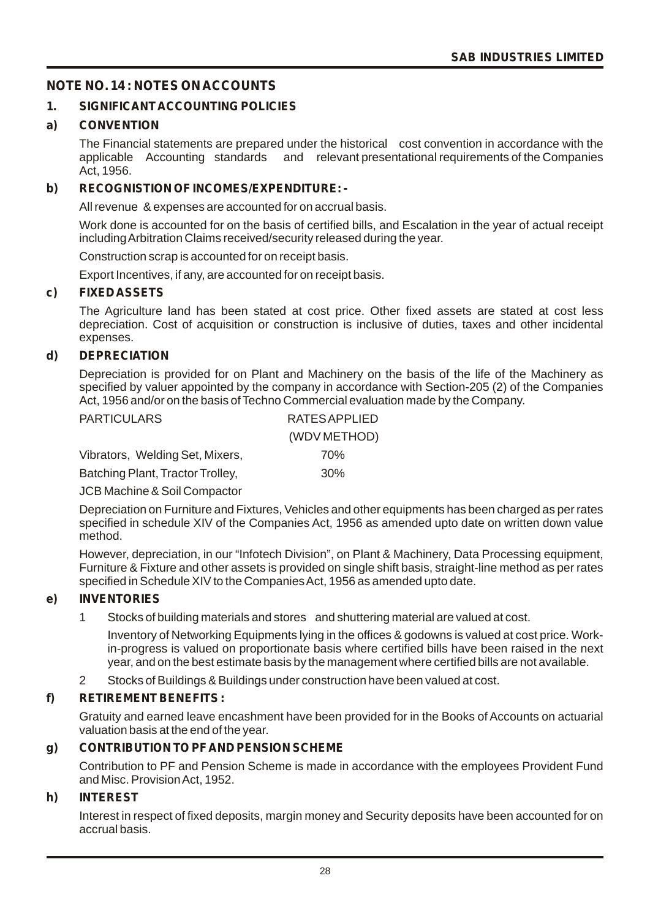## NOTE NO. 14 : NOTES ON ACCOUNTS

### 1. SIGNIFICANT ACCOUNTING POLICIES

**a) CONVENTION**

The Financial statements are prepared under the historical cost convention in accordance with the applicable Accounting standards and relevant presentational requirements of the Companies Act, 1956.

**b) RECOGNISTION OF INCOMES/EXPENDITURE: -**

All revenue & expenses are accounted for on accrual basis.

Work done is accounted for on the basis of certified bills, and Escalation in the year of actual receipt including Arbitration Claims received/security released during the year.

Construction scrap is accounted for on receipt basis.

Export Incentives, if any, are accounted for on receipt basis.

**c) FIXED ASSETS**

The Agriculture land has been stated at cost price. Other fixed assets are stated at cost less depreciation. Cost of acquisition or construction is inclusive of duties, taxes and other incidental expenses.

**d) DEPRECIATION**

Depreciation is provided for on Plant and Machinery on the basis of the life of the Machinery as specified by valuer appointed by the company in accordance with Section-205 (2) of the Companies Act, 1956 and/or on the basis of Techno Commercial evaluation made by the Company.

| PARTICULARS | RATES APPLIED (WDV METHOD) |
|---|---|
| Vibrators, Welding Set, Mixers, | 70% |
| Batching Plant, Tractor Trolley, | 30% |
| JCB Machine & Soil Compactor | |

Depreciation on Furniture and Fixtures, Vehicles and other equipments has been charged as per rates specified in schedule XIV of the Companies Act, 1956 as amended upto date on written down value method.

However, depreciation, in our "Infotech Division", on Plant & Machinery, Data Processing equipment, Furniture & Fixture and other assets is provided on single shift basis, straight-line method as per rates specified in Schedule XIV to the Companies Act, 1956 as amended upto date.

**e) INVENTORIES**

1 Stocks of building materials and stores and shuttering material are valued at cost.

Inventory of Networking Equipments lying in the offices & godowns is valued at cost price. Work-in-progress is valued on proportionate basis where certified bills have been raised in the next year, and on the best estimate basis by the management where certified bills are not available.

2 Stocks of Buildings & Buildings under construction have been valued at cost.

**f) RETIREMENT BENEFITS :**

Gratuity and earned leave encashment have been provided for in the Books of Accounts on actuarial valuation basis at the end of the year.

**g) CONTRIBUTION TO PF AND PENSION SCHEME**

Contribution to PF and Pension Scheme is made in accordance with the employees Provident Fund and Misc. Provision Act, 1952.

**h) INTEREST**

Interest in respect of fixed deposits, margin money and Security deposits have been accounted for on accrual basis.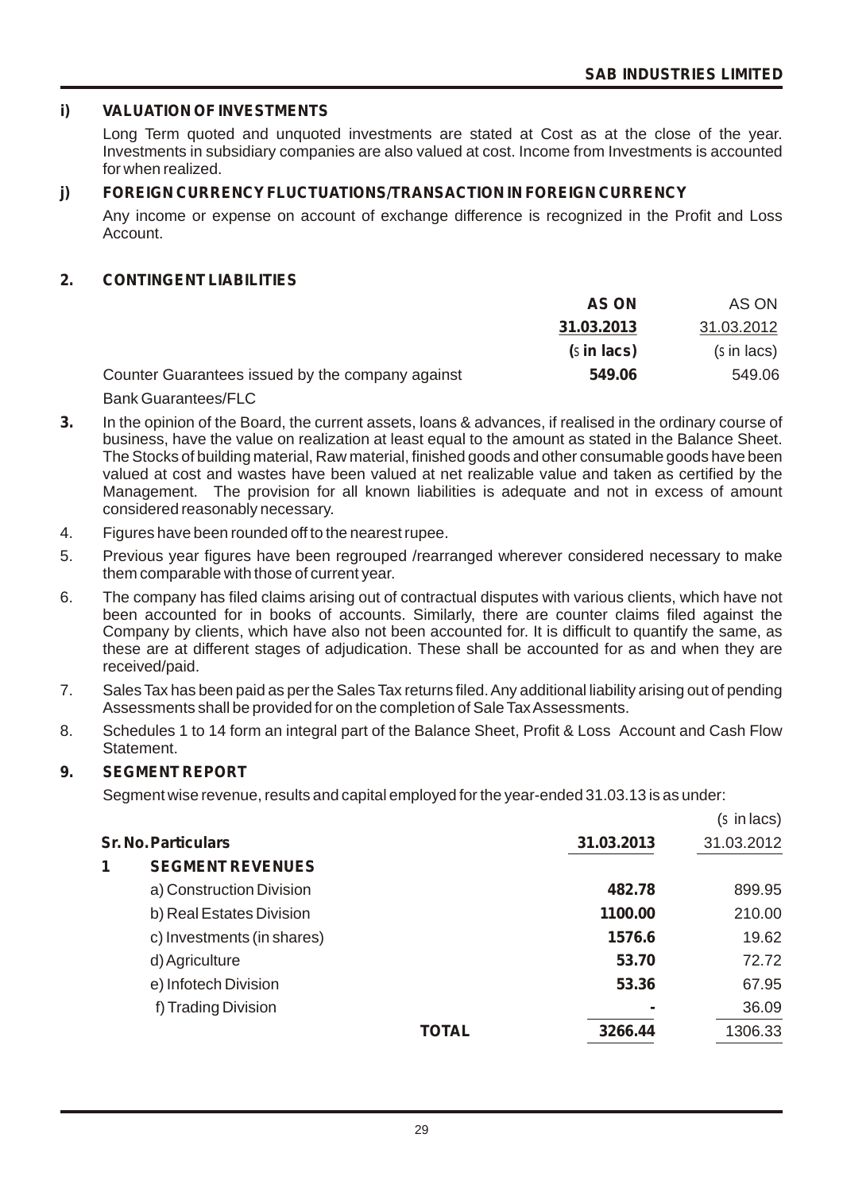### i) VALUATION OF INVESTMENTS

Long Term quoted and unquoted investments are stated at Cost as at the close of the year. Investments in subsidiary companies are also valued at cost. Income from Investments is accounted for when realized.

### j) FOREIGN CURRENCY FLUCTUATIONS/TRANSACTION IN FOREIGN CURRENCY

Any income or expense on account of exchange difference is recognized in the Profit and Loss Account.

## 2. CONTINGENT LIABILITIES

| | AS ON 31.03.2013 (` in lacs) | AS ON 31.03.2012 (` in lacs) |
|---|---|---|
| Counter Guarantees issued by the company against Bank Guarantees/FLC | **549.06** | 549.06 |

**3.** In the opinion of the Board, the current assets, loans & advances, if realised in the ordinary course of business, have the value on realization at least equal to the amount as stated in the Balance Sheet. The Stocks of building material, Raw material, finished goods and other consumable goods have been valued at cost and wastes have been valued at net realizable value and taken as certified by the Management. The provision for all known liabilities is adequate and not in excess of amount considered reasonably necessary.

4. Figures have been rounded off to the nearest rupee.

5. Previous year figures have been regrouped /rearranged wherever considered necessary to make them comparable with those of current year.

6. The company has filed claims arising out of contractual disputes with various clients, which have not been accounted for in books of accounts. Similarly, there are counter claims filed against the Company by clients, which have also not been accounted for. It is difficult to quantify the same, as these are at different stages of adjudication. These shall be accounted for as and when they are received/paid.

7. Sales Tax has been paid as per the Sales Tax returns filed. Any additional liability arising out of pending Assessments shall be provided for on the completion of Sale Tax Assessments.

8. Schedules 1 to 14 form an integral part of the Balance Sheet, Profit & Loss Account and Cash Flow Statement.

## 9. SEGMENT REPORT

Segment wise revenue, results and capital employed for the year-ended 31.03.13 is as under:

(` in lacs)

| Sr. No. | Particulars | 31.03.2013 | 31.03.2012 |
|---|---|---|---|
| **1** | **SEGMENT REVENUES** | | |
| | a) Construction Division | **482.78** | 899.95 |
| | b) Real Estates Division | **1100.00** | 210.00 |
| | c) Investments (in shares) | **1576.6** | 19.62 |
| | d) Agriculture | **53.70** | 72.72 |
| | e) Infotech Division | **53.36** | 67.95 |
| | f) Trading Division | **-** | 36.09 |
| | **TOTAL** | **3266.44** | 1306.33 |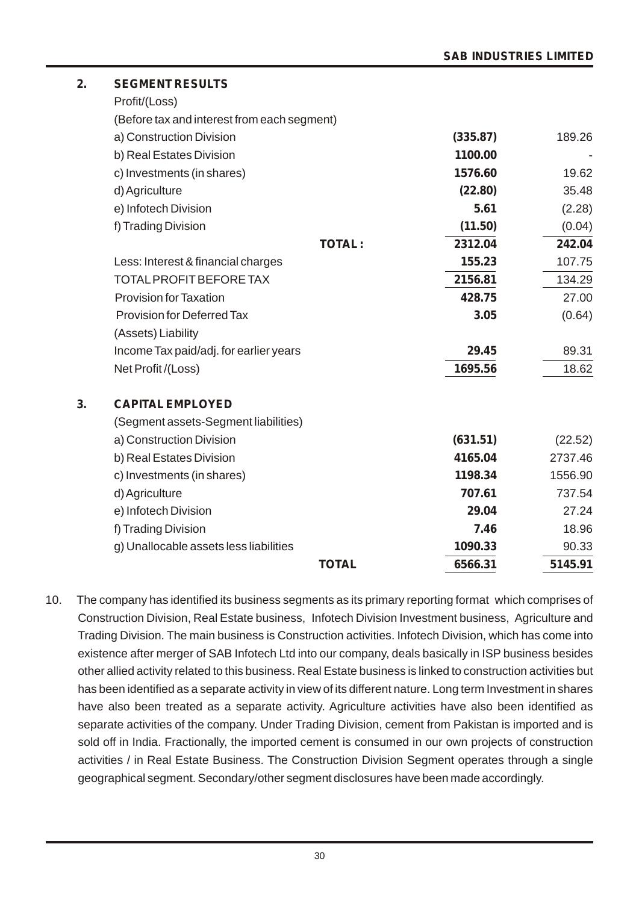**2. SEGMENT RESULTS**

| | | |
|---|---|---|
| Profit/(Loss) | | |
| (Before tax and interest from each segment) | | |
| a) Construction Division | **(335.87)** | 189.26 |
| b) Real Estates Division | **1100.00** | - |
| c) Investments (in shares) | **1576.60** | 19.62 |
| d) Agriculture | **(22.80)** | 35.48 |
| e) Infotech Division | **5.61** | (2.28) |
| f) Trading Division | **(11.50)** | (0.04) |
| **TOTAL :** | **2312.04** | **242.04** |
| Less: Interest & financial charges | **155.23** | 107.75 |
| TOTAL PROFIT BEFORE TAX | **2156.81** | 134.29 |
| Provision for Taxation | **428.75** | 27.00 |
| Provision for Deferred Tax (Assets) Liability | **3.05** | (0.64) |
| Income Tax paid/adj. for earlier years | **29.45** | 89.31 |
| Net Profit /(Loss) | **1695.56** | 18.62 |

**3. CAPITAL EMPLOYED**

| | | |
|---|---|---|
| (Segment assets-Segment liabilities) | | |
| a) Construction Division | **(631.51)** | (22.52) |
| b) Real Estates Division | **4165.04** | 2737.46 |
| c) Investments (in shares) | **1198.34** | 1556.90 |
| d) Agriculture | **707.61** | 737.54 |
| e) Infotech Division | **29.04** | 27.24 |
| f) Trading Division | **7.46** | 18.96 |
| g) Unallocable assets less liabilities | **1090.33** | 90.33 |
| **TOTAL** | **6566.31** | **5145.91** |

10. The company has identified its business segments as its primary reporting format which comprises of Construction Division, Real Estate business, Infotech Division Investment business, Agriculture and Trading Division. The main business is Construction activities. Infotech Division, which has come into existence after merger of SAB Infotech Ltd into our company, deals basically in ISP business besides other allied activity related to this business. Real Estate business is linked to construction activities but has been identified as a separate activity in view of its different nature. Long term Investment in shares have also been treated as a separate activity. Agriculture activities have also been identified as separate activities of the company. Under Trading Division, cement from Pakistan is imported and is sold off in India. Fractionally, the imported cement is consumed in our own projects of construction activities / in Real Estate Business. The Construction Division Segment operates through a single geographical segment. Secondary/other segment disclosures have been made accordingly.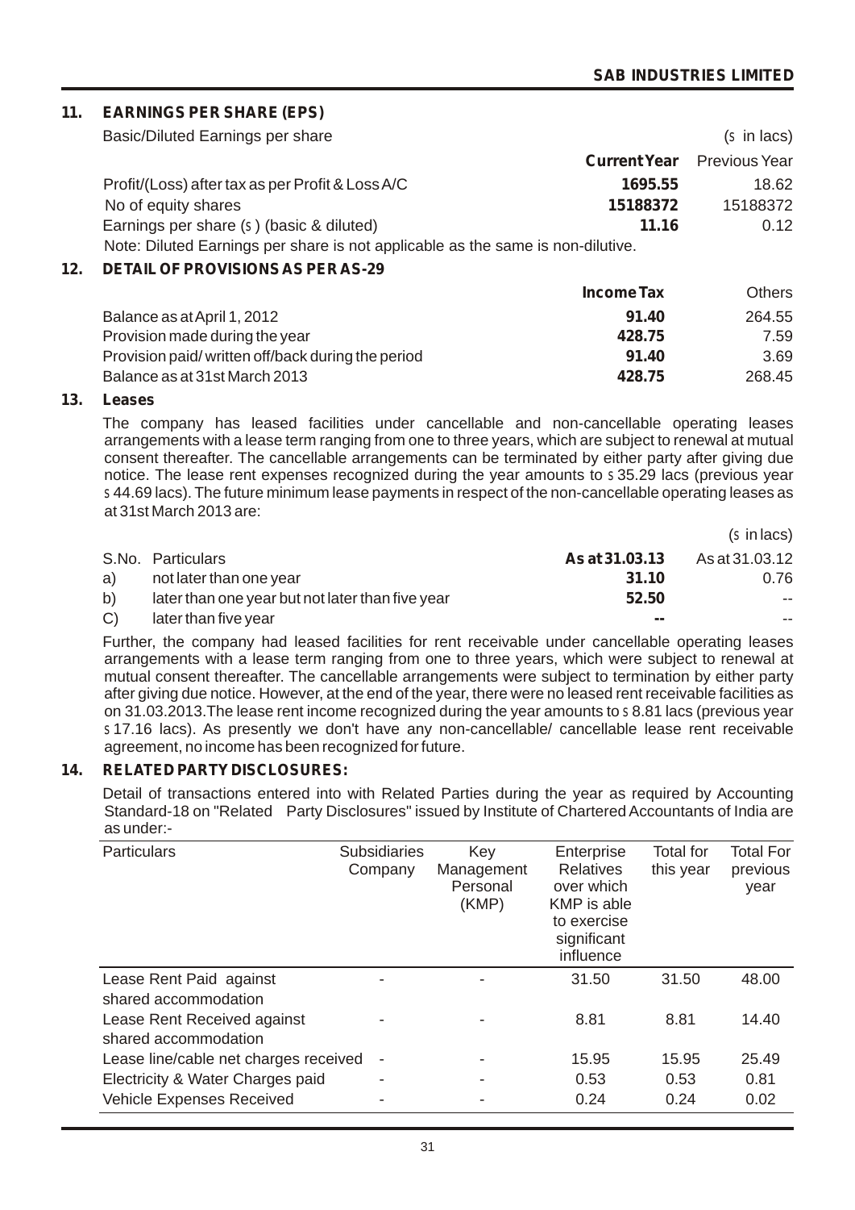## 11. EARNINGS PER SHARE (EPS)

Basic/Diluted Earnings per share

| | Current Year | Previous Year |
|---|---|---|
| | | (` in lacs) |
| Profit/(Loss) after tax as per Profit & Loss A/C | **1695.55** | 18.62 |
| No of equity shares | **15188372** | 15188372 |
| Earnings per share (` ) (basic & diluted) | **11.16** | 0.12 |

Note: Diluted Earnings per share is not applicable as the same is non-dilutive.

## 12. DETAIL OF PROVISIONS AS PER AS-29

| | Income Tax | Others |
|---|---|---|
| Balance as at April 1, 2012 | **91.40** | 264.55 |
| Provision made during the year | **428.75** | 7.59 |
| Provision paid/ written off/back during the period | **91.40** | 3.69 |
| Balance as at 31st March 2013 | **428.75** | 268.45 |

## 13. Leases

The company has leased facilities under cancellable and non-cancellable operating leases arrangements with a lease term ranging from one to three years, which are subject to renewal at mutual consent thereafter. The cancellable arrangements can be terminated by either party after giving due notice. The lease rent expenses recognized during the year amounts to ` 35.29 lacs (previous year ` 44.69 lacs). The future minimum lease payments in respect of the non-cancellable operating leases as at 31st March 2013 are:

(` in lacs)

| S.No. | Particulars | As at 31.03.13 | As at 31.03.12 |
|---|---|---|---|
| a) | not later than one year | **31.10** | 0.76 |
| b) | later than one year but not later than five year | **52.50** | -- |
| C) | later than five year | **--** | -- |

Further, the company had leased facilities for rent receivable under cancellable operating leases arrangements with a lease term ranging from one to three years, which were subject to renewal at mutual consent thereafter. The cancellable arrangements were subject to termination by either party after giving due notice. However, at the end of the year, there were no leased rent receivable facilities as on 31.03.2013.The lease rent income recognized during the year amounts to ` 8.81 lacs (previous year ` 17.16 lacs). As presently we don't have any non-cancellable/ cancellable lease rent receivable agreement, no income has been recognized for future.

## 14. RELATED PARTY DISCLOSURES:

Detail of transactions entered into with Related Parties during the year as required by Accounting Standard-18 on "Related Party Disclosures" issued by Institute of Chartered Accountants of India are as under:-

| Particulars | Subsidiaries Company | Key Management Personal (KMP) | Enterprise Relatives over which KMP is able to exercise significant influence | Total for this year | Total For previous year |
|---|---|---|---|---|---|
| Lease Rent Paid against shared accommodation | - | - | 31.50 | 31.50 | 48.00 |
| Lease Rent Received against shared accommodation | - | - | 8.81 | 8.81 | 14.40 |
| Lease line/cable net charges received | - | - | 15.95 | 15.95 | 25.49 |
| Electricity & Water Charges paid | - | - | 0.53 | 0.53 | 0.81 |
| Vehicle Expenses Received | - | - | 0.24 | 0.24 | 0.02 |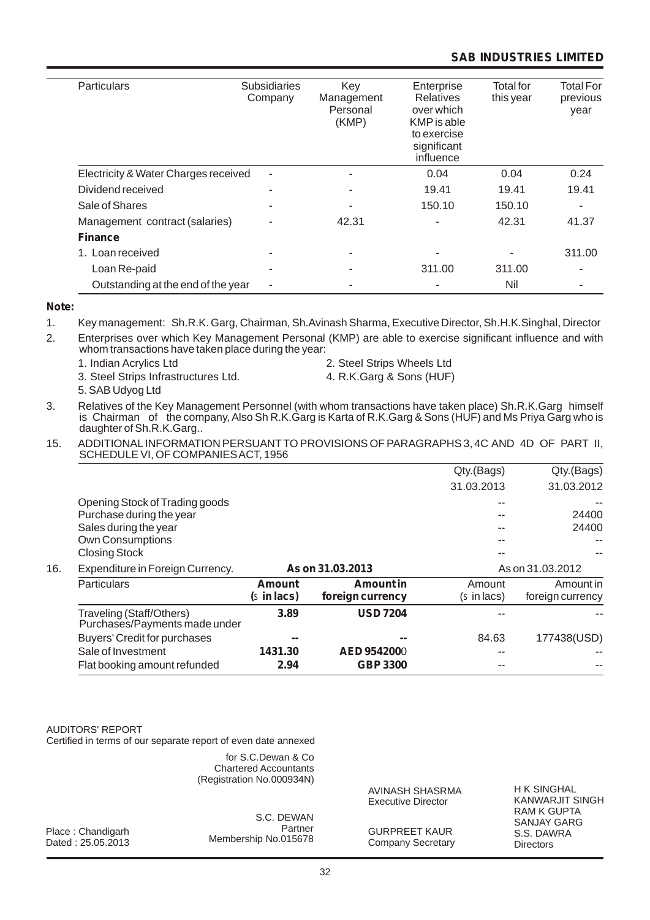| Particulars | Subsidiaries Company | Key Management Personal (KMP) | Enterprise Relatives over which KMP is able to exercise significant influence | Total for this year | Total For previous year |
|---|---|---|---|---|---|
| Electricity & Water Charges received | - | - | 0.04 | 0.04 | 0.24 |
| Dividend received | - | - | 19.41 | 19.41 | 19.41 |
| Sale of Shares | - | - | 150.10 | 150.10 | - |
| Management contract (salaries) | - | 42.31 | - | 42.31 | 41.37 |
| **Finance** | | | | | |
| 1. Loan received | - | - | - | - | 311.00 |
| Loan Re-paid | - | - | 311.00 | 311.00 | - |
| Outstanding at the end of the year | - | - | - | Nil | - |

**Note:**

1. Key management: Sh.R.K. Garg, Chairman, Sh.Avinash Sharma, Executive Director, Sh.H.K.Singhal, Director
2. Enterprises over which Key Management Personal (KMP) are able to exercise significant influence and with whom transactions have taken place during the year:
   1. Indian Acrylics Ltd
   2. Steel Strips Wheels Ltd
   3. Steel Strips Infrastructures Ltd.
   4. R.K.Garg & Sons (HUF)
   5. SAB Udyog Ltd
3. Relatives of the Key Management Personnel (with whom transactions have taken place) Sh.R.K.Garg himself is Chairman of the company, Also Sh R.K.Garg is Karta of R.K.Garg & Sons (HUF) and Ms Priya Garg who is daughter of Sh.R.K.Garg..

15. ADDITIONAL INFORMATION PERSUANT TO PROVISIONS OF PARAGRAPHS 3, 4C AND 4D OF PART II, SCHEDULE VI, OF COMPANIES ACT, 1956

| | Qty.(Bags) 31.03.2013 | Qty.(Bags) 31.03.2012 |
|---|---|---|
| Opening Stock of Trading goods | -- | -- |
| Purchase during the year | -- | 24400 |
| Sales during the year | -- | 24400 |
| Own Consumptions | -- | -- |
| Closing Stock | -- | -- |

16. Expenditure in Foreign Currency.

| Particulars | **As on 31.03.2013** Amount (₹ in lacs) | Amount in foreign currency | As on 31.03.2012 Amount (₹ in lacs) | Amount in foreign currency |
|---|---|---|---|---|
| Traveling (Staff/Others) | **3.89** | **USD 7204** | -- | -- |
| Purchases/Payments made under Buyers' Credit for purchases | **--** | **--** | 84.63 | 177438(USD) |
| Sale of Investment | **1431.30** | **AED 9542000** | -- | -- |
| Flat booking amount refunded | **2.94** | **GBP 3300** | -- | -- |

AUDITORS' REPORT
Certified in terms of our separate report of even date annexed

for S.C.Dewan & Co
Chartered Accountants
(Registration No.000934N)

S.C. DEWAN
Partner
Membership No.015678

Place : Chandigarh
Dated : 25.05.2013

AVINASH SHASRMA
Executive Director

GURPREET KAUR
Company Secretary

H K SINGHAL
KANWARJIT SINGH
RAM K GUPTA
SANJAY GARG
S.S. DAWRA
Directors